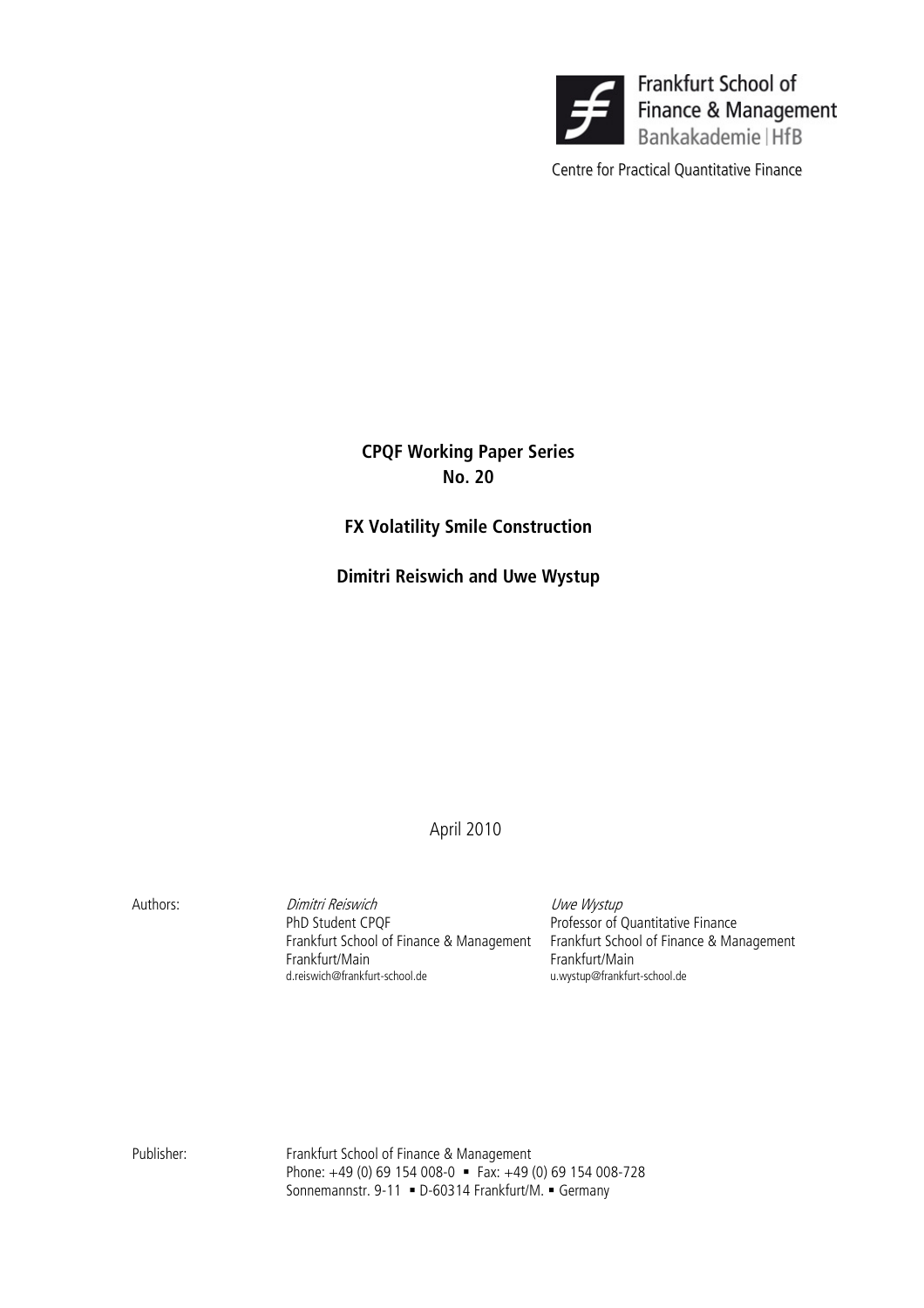Frankfurt School of Finance & Management
Bankakademie | HfB

Centre for Practical Quantitative Finance

**CPQF Working Paper Series**
**No. 20**

**FX Volatility Smile Construction**

**Dimitri Reiswich and Uwe Wystup**

April 2010

Authors:

| *Dimitri Reiswich* | *Uwe Wystup* |
|---|---|
| PhD Student CPQF | Professor of Quantitative Finance |
| Frankfurt School of Finance & Management | Frankfurt School of Finance & Management |
| Frankfurt/Main | Frankfurt/Main |
| d.reiswich@frankfurt-school.de | u.wystup@frankfurt-school.de |

Publisher: Frankfurt School of Finance & Management
Phone: +49 (0) 69 154 008-0 ▪ Fax: +49 (0) 69 154 008-728
Sonnemannstr. 9-11 ▪ D-60314 Frankfurt/M. ▪ Germany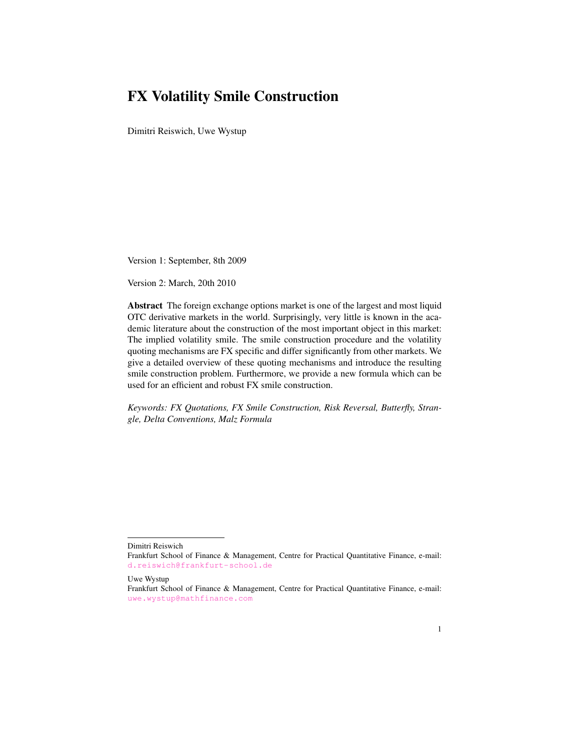# FX Volatility Smile Construction

Dimitri Reiswich, Uwe Wystup

Version 1: September, 8th 2009

Version 2: March, 20th 2010

**Abstract** The foreign exchange options market is one of the largest and most liquid OTC derivative markets in the world. Surprisingly, very little is known in the academic literature about the construction of the most important object in this market: The implied volatility smile. The smile construction procedure and the volatility quoting mechanisms are FX specific and differ significantly from other markets. We give a detailed overview of these quoting mechanisms and introduce the resulting smile construction problem. Furthermore, we provide a new formula which can be used for an efficient and robust FX smile construction.

*Keywords: FX Quotations, FX Smile Construction, Risk Reversal, Butterfly, Strangle, Delta Conventions, Malz Formula*

---

Dimitri Reiswich
Frankfurt School of Finance & Management, Centre for Practical Quantitative Finance, e-mail: d.reiswich@frankfurt-school.de

Uwe Wystup
Frankfurt School of Finance & Management, Centre for Practical Quantitative Finance, e-mail: uwe.wystup@mathfinance.com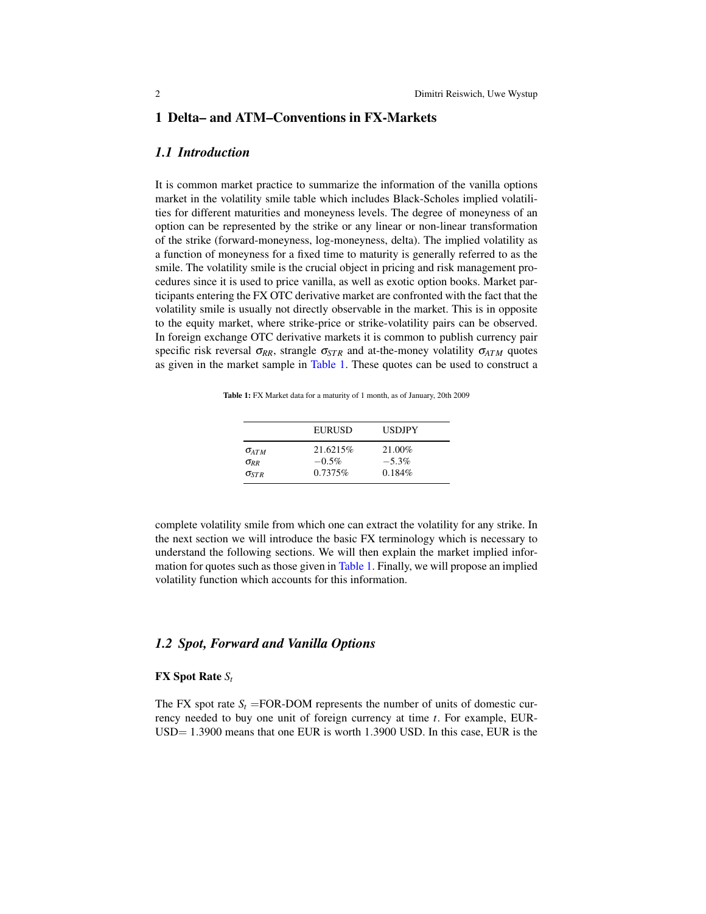# 1 Delta– and ATM–Conventions in FX-Markets

## 1.1 Introduction

It is common market practice to summarize the information of the vanilla options market in the volatility smile table which includes Black-Scholes implied volatilities for different maturities and moneyness levels. The degree of moneyness of an option can be represented by the strike or any linear or non-linear transformation of the strike (forward-moneyness, log-moneyness, delta). The implied volatility as a function of moneyness for a fixed time to maturity is generally referred to as the smile. The volatility smile is the crucial object in pricing and risk management procedures since it is used to price vanilla, as well as exotic option books. Market participants entering the FX OTC derivative market are confronted with the fact that the volatility smile is usually not directly observable in the market. This is in opposite to the equity market, where strike-price or strike-volatility pairs can be observed. In foreign exchange OTC derivative markets it is common to publish currency pair specific risk reversal $\sigma_{RR}$, strangle $\sigma_{STR}$ and at-the-money volatility $\sigma_{ATM}$ quotes as given in the market sample in Table 1. These quotes can be used to construct a complete volatility smile from which one can extract the volatility for any strike. In the next section we will introduce the basic FX terminology which is necessary to understand the following sections. We will then explain the market implied information for quotes such as those given in Table 1. Finally, we will propose an implied volatility function which accounts for this information.

**Table 1:** FX Market data for a maturity of 1 month, as of January, 20th 2009

| | EURUSD | USDJPY |
|---|---|---|
| $\sigma_{ATM}$ | 21.6215% | 21.00% |
| $\sigma_{RR}$ | −0.5% | −5.3% |
| $\sigma_{STR}$ | 0.7375% | 0.184% |

## 1.2 Spot, Forward and Vanilla Options

### FX Spot Rate $S_t$

The FX spot rate $S_t$ =FOR-DOM represents the number of units of domestic currency needed to buy one unit of foreign currency at time $t$. For example, EUR-USD= 1.3900 means that one EUR is worth 1.3900 USD. In this case, EUR is the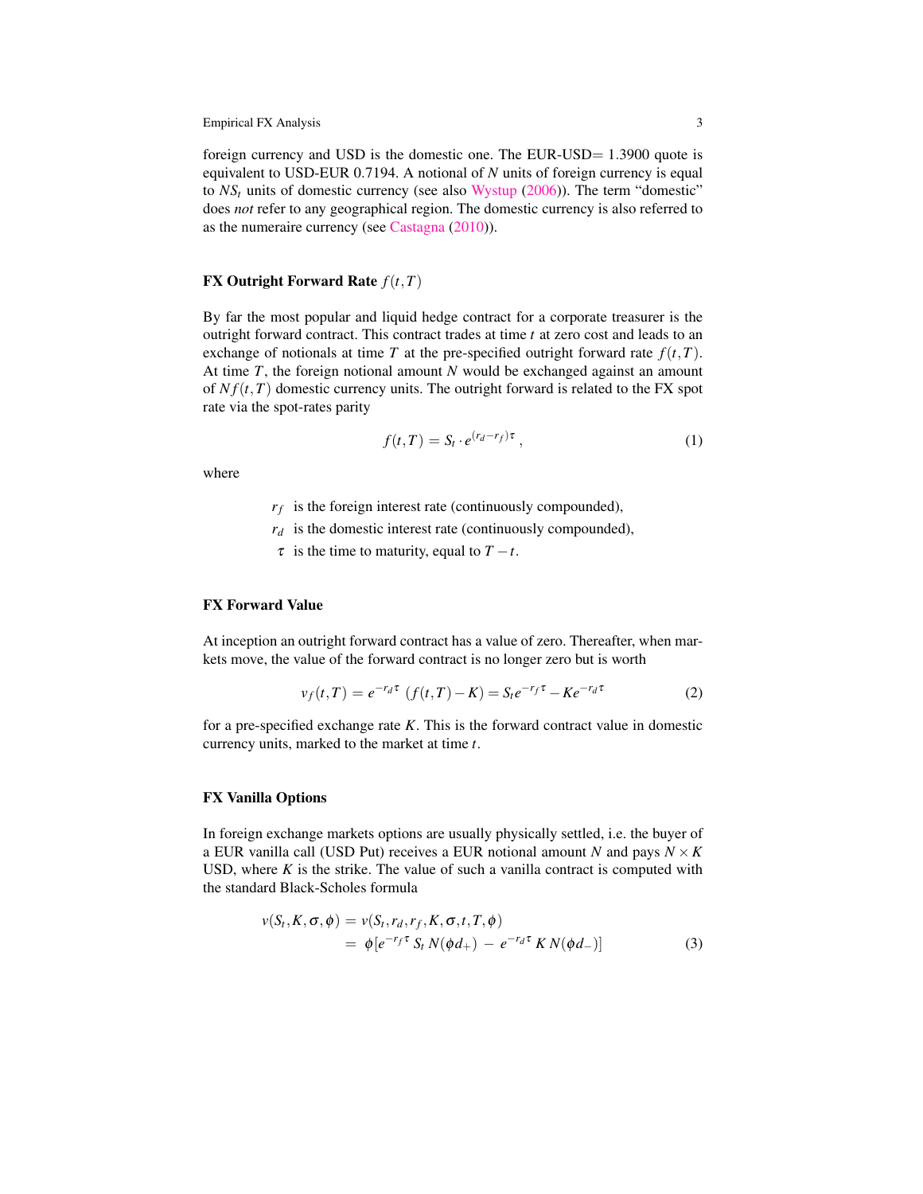foreign currency and USD is the domestic one. The EUR-USD= 1.3900 quote is equivalent to USD-EUR 0.7194. A notional of $N$ units of foreign currency is equal to $NS_t$ units of domestic currency (see also Wystup (2006)). The term "domestic" does *not* refer to any geographical region. The domestic currency is also referred to as the numeraire currency (see Castagna (2010)).

### FX Outright Forward Rate $f(t,T)$

By far the most popular and liquid hedge contract for a corporate treasurer is the outright forward contract. This contract trades at time $t$ at zero cost and leads to an exchange of notionals at time $T$ at the pre-specified outright forward rate $f(t,T)$. At time $T$, the foreign notional amount $N$ would be exchanged against an amount of $Nf(t,T)$ domestic currency units. The outright forward is related to the FX spot rate via the spot-rates parity

$$f(t,T) = S_t \cdot e^{(r_d - r_f)\tau}\,, \tag{1}$$

where

- $r_f$ is the foreign interest rate (continuously compounded),
- $r_d$ is the domestic interest rate (continuously compounded),
- $\tau$ is the time to maturity, equal to $T-t$.

### FX Forward Value

At inception an outright forward contract has a value of zero. Thereafter, when markets move, the value of the forward contract is no longer zero but is worth

$$v_f(t,T) = e^{-r_d\tau}\,(f(t,T) - K) = S_t e^{-r_f\tau} - K e^{-r_d\tau} \tag{2}$$

for a pre-specified exchange rate $K$. This is the forward contract value in domestic currency units, marked to the market at time $t$.

### FX Vanilla Options

In foreign exchange markets options are usually physically settled, i.e. the buyer of a EUR vanilla call (USD Put) receives a EUR notional amount $N$ and pays $N \times K$ USD, where $K$ is the strike. The value of such a vanilla contract is computed with the standard Black-Scholes formula

$$\begin{aligned} v(S_t, K, \sigma, \phi) &= v(S_t, r_d, r_f, K, \sigma, t, T, \phi) \\ &= \phi[e^{-r_f\tau}\, S_t\, N(\phi d_+) \,-\, e^{-r_d\tau}\, K\, N(\phi d_-)] \end{aligned} \tag{3}$$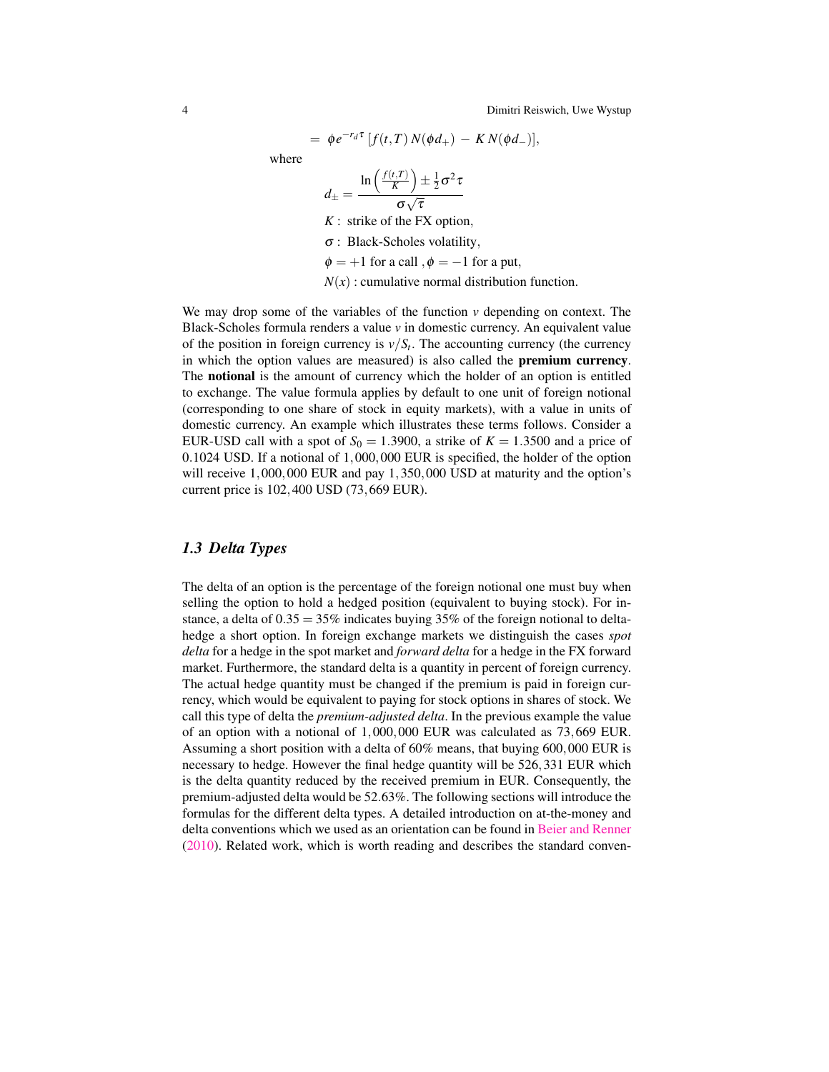$$= \phi e^{-r_d \tau} \left[ f(t,T) \, N(\phi d_+) \, - \, K \, N(\phi d_-) \right],$$

where

$$d_{\pm} = \frac{\ln\left(\frac{f(t,T)}{K}\right) \pm \frac{1}{2}\sigma^2 \tau}{\sigma\sqrt{\tau}}$$

$K$ : strike of the FX option,

$\sigma$ : Black-Scholes volatility,

$\phi = +1$ for a call , $\phi = -1$ for a put,

$N(x)$ : cumulative normal distribution function.

We may drop some of the variables of the function $v$ depending on context. The Black-Scholes formula renders a value $v$ in domestic currency. An equivalent value of the position in foreign currency is $v/S_t$. The accounting currency (the currency in which the option values are measured) is also called the **premium currency**. The **notional** is the amount of currency which the holder of an option is entitled to exchange. The value formula applies by default to one unit of foreign notional (corresponding to one share of stock in equity markets), with a value in units of domestic currency. An example which illustrates these terms follows. Consider a EUR-USD call with a spot of $S_0 = 1.3900$, a strike of $K = 1.3500$ and a price of $0.1024$ USD. If a notional of $1,000,000$ EUR is specified, the holder of the option will receive $1,000,000$ EUR and pay $1,350,000$ USD at maturity and the option's current price is $102,400$ USD ($73,669$ EUR).

## 1.3 Delta Types

The delta of an option is the percentage of the foreign notional one must buy when selling the option to hold a hedged position (equivalent to buying stock). For instance, a delta of $0.35 = 35\%$ indicates buying 35% of the foreign notional to delta-hedge a short option. In foreign exchange markets we distinguish the cases *spot delta* for a hedge in the spot market and *forward delta* for a hedge in the FX forward market. Furthermore, the standard delta is a quantity in percent of foreign currency. The actual hedge quantity must be changed if the premium is paid in foreign currency, which would be equivalent to paying for stock options in shares of stock. We call this type of delta the *premium-adjusted delta*. In the previous example the value of an option with a notional of $1,000,000$ EUR was calculated as $73,669$ EUR. Assuming a short position with a delta of 60% means, that buying $600,000$ EUR is necessary to hedge. However the final hedge quantity will be $526,331$ EUR which is the delta quantity reduced by the received premium in EUR. Consequently, the premium-adjusted delta would be 52.63%. The following sections will introduce the formulas for the different delta types. A detailed introduction on at-the-money and delta conventions which we used as an orientation can be found in Beier and Renner (2010). Related work, which is worth reading and describes the standard conven-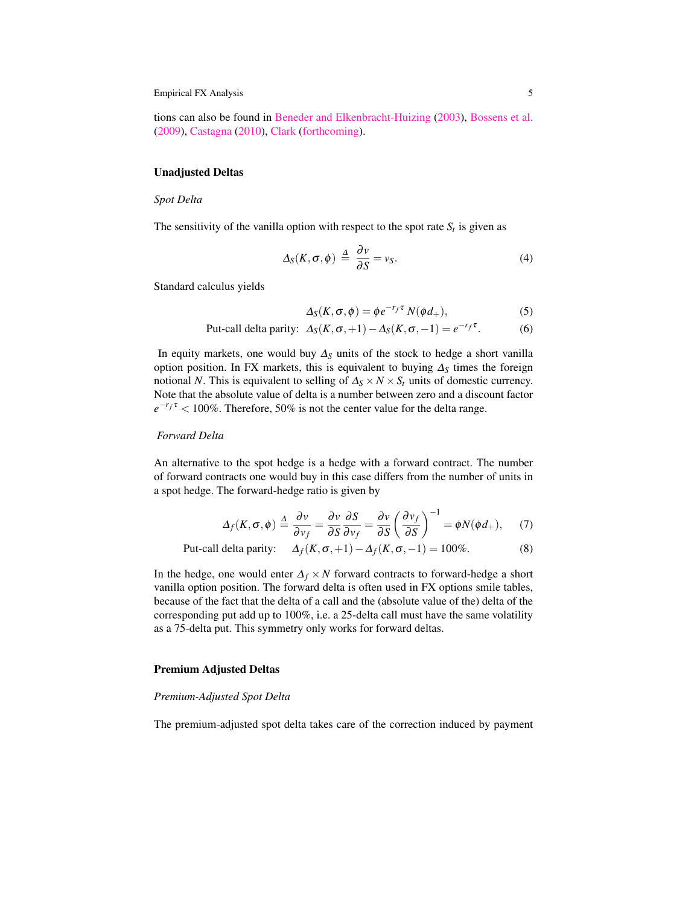tions can also be found in Beneder and Elkenbracht-Huizing (2003), Bossens et al. (2009), Castagna (2010), Clark (forthcoming).

## Unadjusted Deltas

### *Spot Delta*

The sensitivity of the vanilla option with respect to the spot rate $S_t$ is given as

$$\Delta_S(K, \sigma, \phi) \stackrel{\Delta}{=} \frac{\partial v}{\partial S} = v_S. \tag{4}$$

Standard calculus yields

$$\Delta_S(K, \sigma, \phi) = \phi e^{-r_f \tau} N(\phi d_+), \tag{5}$$

$$\text{Put-call delta parity:} \quad \Delta_S(K, \sigma, +1) - \Delta_S(K, \sigma, -1) = e^{-r_f \tau}. \tag{6}$$

In equity markets, one would buy $\Delta_S$ units of the stock to hedge a short vanilla option position. In FX markets, this is equivalent to buying $\Delta_S$ times the foreign notional $N$. This is equivalent to selling of $\Delta_S \times N \times S_t$ units of domestic currency. Note that the absolute value of delta is a number between zero and a discount factor $e^{-r_f \tau} < 100\%$. Therefore, 50% is not the center value for the delta range.

### *Forward Delta*

An alternative to the spot hedge is a hedge with a forward contract. The number of forward contracts one would buy in this case differs from the number of units in a spot hedge. The forward-hedge ratio is given by

$$\Delta_f(K, \sigma, \phi) \stackrel{\Delta}{=} \frac{\partial v}{\partial v_f} = \frac{\partial v}{\partial S} \frac{\partial S}{\partial v_f} = \frac{\partial v}{\partial S} \left( \frac{\partial v_f}{\partial S} \right)^{-1} = \phi N(\phi d_+), \tag{7}$$

$$\text{Put-call delta parity:} \quad \Delta_f(K, \sigma, +1) - \Delta_f(K, \sigma, -1) = 100\%. \tag{8}$$

In the hedge, one would enter $\Delta_f \times N$ forward contracts to forward-hedge a short vanilla option position. The forward delta is often used in FX options smile tables, because of the fact that the delta of a call and the (absolute value of the) delta of the corresponding put add up to 100%, i.e. a 25-delta call must have the same volatility as a 75-delta put. This symmetry only works for forward deltas.

## Premium Adjusted Deltas

### *Premium-Adjusted Spot Delta*

The premium-adjusted spot delta takes care of the correction induced by payment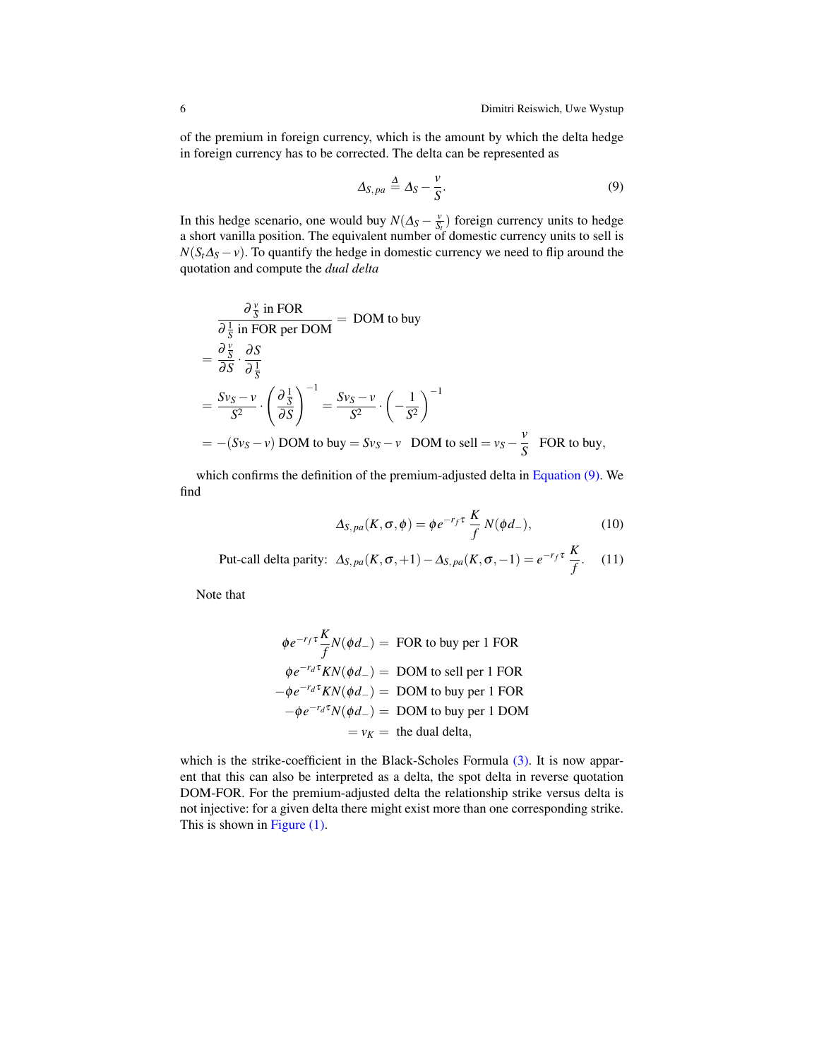of the premium in foreign currency, which is the amount by which the delta hedge in foreign currency has to be corrected. The delta can be represented as

$$\Delta_{S,pa} \stackrel{\Delta}{=} \Delta_S - \frac{v}{S}. \tag{9}$$

In this hedge scenario, one would buy $N(\Delta_S - \frac{v}{S_t})$ foreign currency units to hedge a short vanilla position. The equivalent number of domestic currency units to sell is $N(S_t\Delta_S - v)$. To quantify the hedge in domestic currency we need to flip around the quotation and compute the *dual delta*

$$
\begin{aligned}
&\frac{\partial \frac{v}{S} \text{ in FOR}}{\partial \frac{1}{S} \text{ in FOR per DOM}} = \text{ DOM to buy} \\
&= \frac{\partial \frac{v}{S}}{\partial S} \cdot \frac{\partial S}{\partial \frac{1}{S}} \\
&= \frac{Sv_S - v}{S^2} \cdot \left( \frac{\partial \frac{1}{S}}{\partial S} \right)^{-1} = \frac{Sv_S - v}{S^2} \cdot \left( -\frac{1}{S^2} \right)^{-1} \\
&= -(Sv_S - v) \text{ DOM to buy} = Sv_S - v \;\; \text{ DOM to sell} = v_S - \frac{v}{S} \;\; \text{ FOR to buy},
\end{aligned}
$$

which confirms the definition of the premium-adjusted delta in Equation (9). We find

$$\Delta_{S,pa}(K,\sigma,\phi) = \phi e^{-r_f\tau} \frac{K}{f} N(\phi d_-), \tag{10}$$

$$\text{Put-call delta parity: } \Delta_{S,pa}(K,\sigma,+1) - \Delta_{S,pa}(K,\sigma,-1) = e^{-r_f\tau} \frac{K}{f}. \tag{11}$$

Note that

$$
\begin{aligned}
\phi e^{-r_f\tau}\frac{K}{f}N(\phi d_-) &= \text{ FOR to buy per 1 FOR} \\
\phi e^{-r_d\tau} K N(\phi d_-) &= \text{ DOM to sell per 1 FOR} \\
-\phi e^{-r_d\tau} K N(\phi d_-) &= \text{ DOM to buy per 1 FOR} \\
-\phi e^{-r_d\tau} N(\phi d_-) &= \text{ DOM to buy per 1 DOM} \\
&= v_K = \text{ the dual delta},
\end{aligned}
$$

which is the strike-coefficient in the Black-Scholes Formula (3). It is now apparent that this can also be interpreted as a delta, the spot delta in reverse quotation DOM-FOR. For the premium-adjusted delta the relationship strike versus delta is not injective: for a given delta there might exist more than one corresponding strike. This is shown in Figure (1).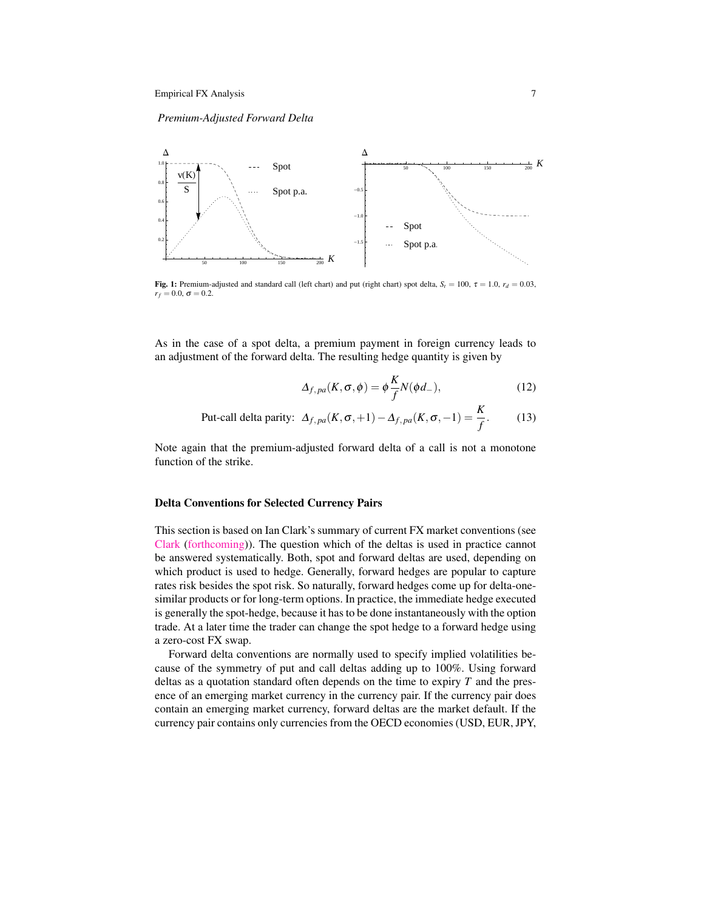*Premium-Adjusted Forward Delta*

**Fig. 1:** Premium-adjusted and standard call (left chart) and put (right chart) spot delta, $S_t = 100$, $\tau = 1.0$, $r_d = 0.03$, $r_f = 0.0$, $\sigma = 0.2$.

As in the case of a spot delta, a premium payment in foreign currency leads to an adjustment of the forward delta. The resulting hedge quantity is given by

$$\Delta_{f,pa}(K,\sigma,\phi) = \phi \frac{K}{f} N(\phi d_-), \tag{12}$$

$$\text{Put-call delta parity: } \Delta_{f,pa}(K,\sigma,+1) - \Delta_{f,pa}(K,\sigma,-1) = \frac{K}{f}. \tag{13}$$

Note again that the premium-adjusted forward delta of a call is not a monotone function of the strike.

## Delta Conventions for Selected Currency Pairs

This section is based on Ian Clark's summary of current FX market conventions (see Clark (forthcoming)). The question which of the deltas is used in practice cannot be answered systematically. Both, spot and forward deltas are used, depending on which product is used to hedge. Generally, forward hedges are popular to capture rates risk besides the spot risk. So naturally, forward hedges come up for delta-one-similar products or for long-term options. In practice, the immediate hedge executed is generally the spot-hedge, because it has to be done instantaneously with the option trade. At a later time the trader can change the spot hedge to a forward hedge using a zero-cost FX swap.

Forward delta conventions are normally used to specify implied volatilities because of the symmetry of put and call deltas adding up to 100%. Using forward deltas as a quotation standard often depends on the time to expiry $T$ and the presence of an emerging market currency in the currency pair. If the currency pair does contain an emerging market currency, forward deltas are the market default. If the currency pair contains only currencies from the OECD economies (USD, EUR, JPY,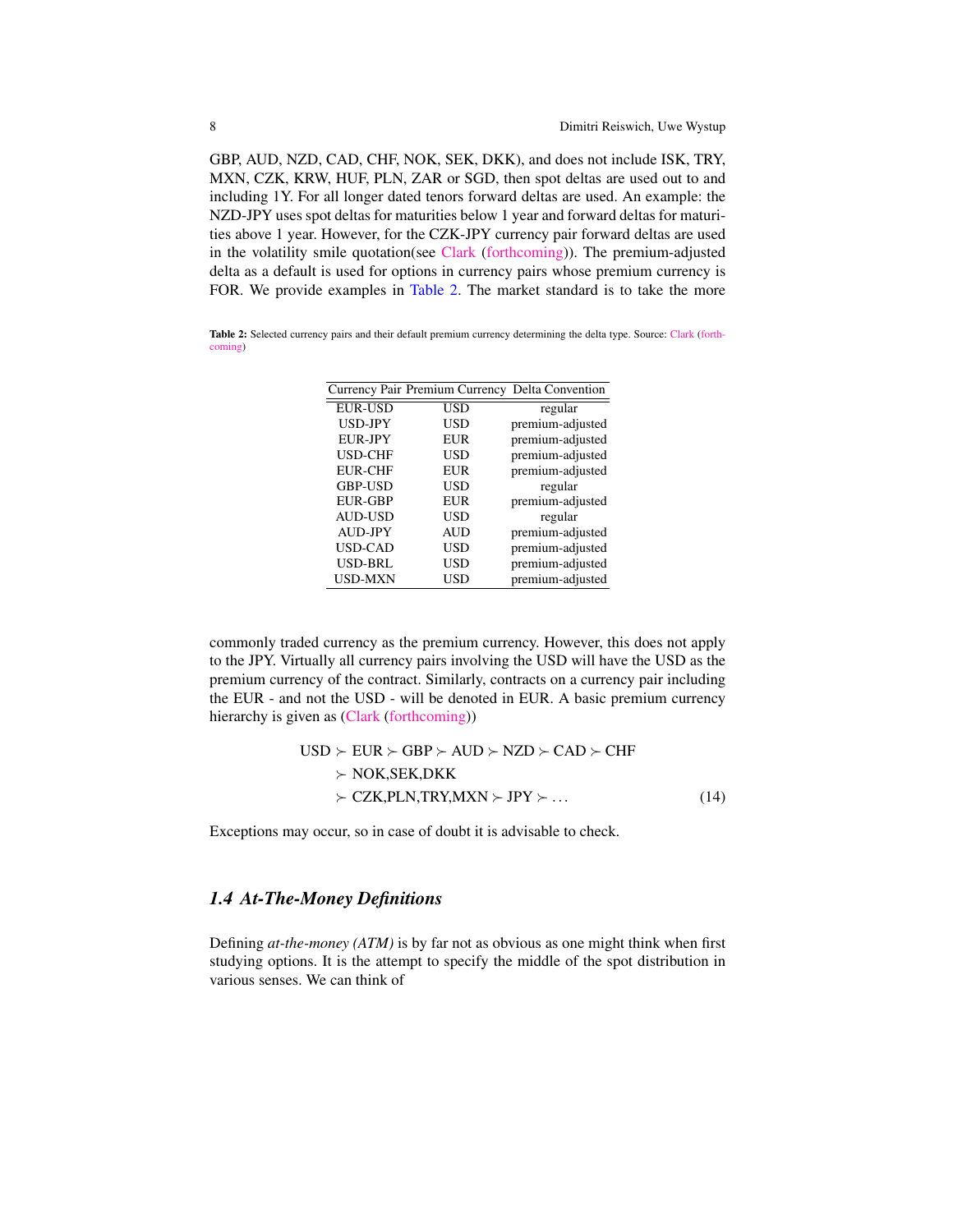GBP, AUD, NZD, CAD, CHF, NOK, SEK, DKK), and does not include ISK, TRY, MXN, CZK, KRW, HUF, PLN, ZAR or SGD, then spot deltas are used out to and including 1Y. For all longer dated tenors forward deltas are used. An example: the NZD-JPY uses spot deltas for maturities below 1 year and forward deltas for maturities above 1 year. However, for the CZK-JPY currency pair forward deltas are used in the volatility smile quotation(see Clark (forthcoming)). The premium-adjusted delta as a default is used for options in currency pairs whose premium currency is FOR. We provide examples in Table 2. The market standard is to take the more commonly traded currency as the premium currency. However, this does not apply to the JPY. Virtually all currency pairs involving the USD will have the USD as the premium currency of the contract. Similarly, contracts on a currency pair including the EUR - and not the USD - will be denoted in EUR. A basic premium currency hierarchy is given as (Clark (forthcoming))

**Table 2:** Selected currency pairs and their default premium currency determining the delta type. Source: Clark (forthcoming)

| Currency Pair | Premium Currency | Delta Convention |
|---|---|---|
| EUR-USD | USD | regular |
| USD-JPY | USD | premium-adjusted |
| EUR-JPY | EUR | premium-adjusted |
| USD-CHF | USD | premium-adjusted |
| EUR-CHF | EUR | premium-adjusted |
| GBP-USD | USD | regular |
| EUR-GBP | EUR | premium-adjusted |
| AUD-USD | USD | regular |
| AUD-JPY | AUD | premium-adjusted |
| USD-CAD | USD | premium-adjusted |
| USD-BRL | USD | premium-adjusted |
| USD-MXN | USD | premium-adjusted |

$$
\begin{aligned}
&\text{USD} \succ \text{EUR} \succ \text{GBP} \succ \text{AUD} \succ \text{NZD} \succ \text{CAD} \succ \text{CHF} \\
&\quad \succ \text{NOK,SEK,DKK} \\
&\quad \succ \text{CZK,PLN,TRY,MXN} \succ \text{JPY} \succ \dots
\end{aligned} \tag{14}
$$

Exceptions may occur, so in case of doubt it is advisable to check.

### 1.4 At-The-Money Definitions

Defining *at-the-money (ATM)* is by far not as obvious as one might think when first studying options. It is the attempt to specify the middle of the spot distribution in various senses. We can think of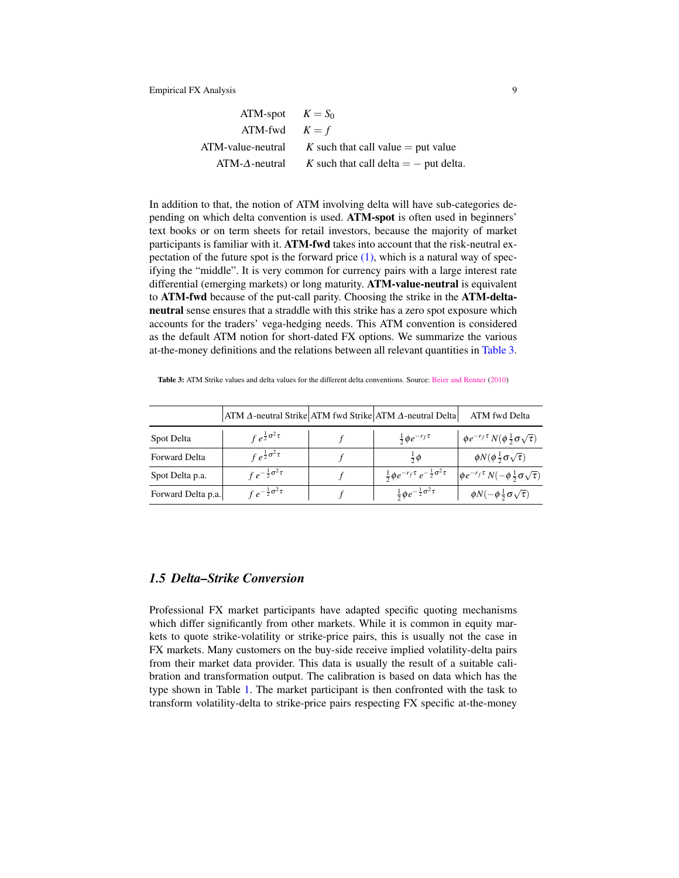| | |
|---|---|
| ATM-spot | $K = S_0$ |
| ATM-fwd | $K = f$ |
| ATM-value-neutral | $K$ such that call value = put value |
| ATM-$\Delta$-neutral | $K$ such that call delta = − put delta. |

In addition to that, the notion of ATM involving delta will have sub-categories depending on which delta convention is used. **ATM-spot** is often used in beginners' text books or on term sheets for retail investors, because the majority of market participants is familiar with it. **ATM-fwd** takes into account that the risk-neutral expectation of the future spot is the forward price (1), which is a natural way of specifying the "middle". It is very common for currency pairs with a large interest rate differential (emerging markets) or long maturity. **ATM-value-neutral** is equivalent to **ATM-fwd** because of the put-call parity. Choosing the strike in the **ATM-delta-neutral** sense ensures that a straddle with this strike has a zero spot exposure which accounts for the traders' vega-hedging needs. This ATM convention is considered as the default ATM notion for short-dated FX options. We summarize the various at-the-money definitions and the relations between all relevant quantities in Table 3.

**Table 3:** ATM Strike values and delta values for the different delta conventions. Source: Beier and Renner (2010)

| | ATM $\Delta$-neutral Strike | ATM fwd Strike | ATM $\Delta$-neutral Delta | ATM fwd Delta |
|---|---|---|---|---|
| Spot Delta | $f\,e^{\frac{1}{2}\sigma^2\tau}$ | $f$ | $\frac{1}{2}\phi e^{-r_f\tau}$ | $\phi e^{-r_f\tau} N(\phi\frac{1}{2}\sigma\sqrt{\tau})$ |
| Forward Delta | $f\,e^{\frac{1}{2}\sigma^2\tau}$ | $f$ | $\frac{1}{2}\phi$ | $\phi N(\phi\frac{1}{2}\sigma\sqrt{\tau})$ |
| Spot Delta p.a. | $f\,e^{-\frac{1}{2}\sigma^2\tau}$ | $f$ | $\frac{1}{2}\phi e^{-r_f\tau}\,e^{-\frac{1}{2}\sigma^2\tau}$ | $\phi e^{-r_f\tau} N(-\phi\frac{1}{2}\sigma\sqrt{\tau})$ |
| Forward Delta p.a. | $f\,e^{-\frac{1}{2}\sigma^2\tau}$ | $f$ | $\frac{1}{2}\phi e^{-\frac{1}{2}\sigma^2\tau}$ | $\phi N(-\phi\frac{1}{2}\sigma\sqrt{\tau})$ |

## *1.5 Delta–Strike Conversion*

Professional FX market participants have adapted specific quoting mechanisms which differ significantly from other markets. While it is common in equity markets to quote strike-volatility or strike-price pairs, this is usually not the case in FX markets. Many customers on the buy-side receive implied volatility-delta pairs from their market data provider. This data is usually the result of a suitable calibration and transformation output. The calibration is based on data which has the type shown in Table 1. The market participant is then confronted with the task to transform volatility-delta to strike-price pairs respecting FX specific at-the-money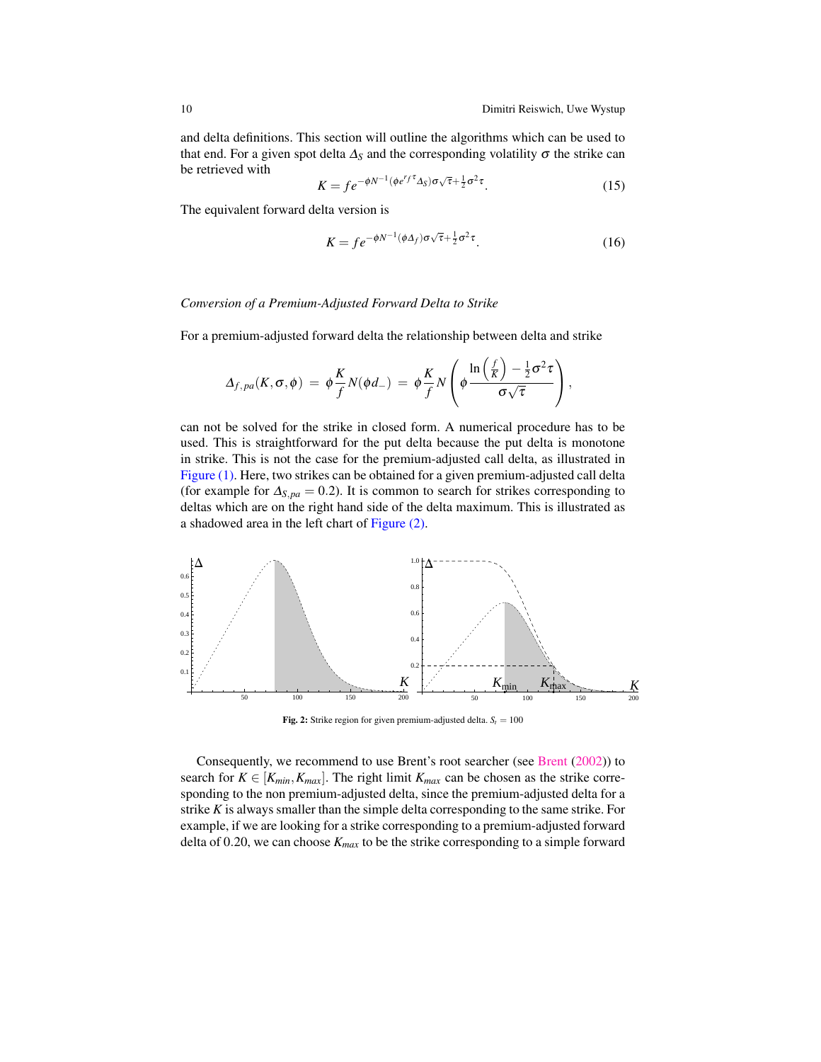and delta definitions. This section will outline the algorithms which can be used to that end. For a given spot delta $\Delta_S$ and the corresponding volatility $\sigma$ the strike can be retrieved with

$$K = f e^{-\phi N^{-1}(\phi e^{r_f \tau} \Delta_S)\sigma\sqrt{\tau} + \frac{1}{2}\sigma^2\tau}. \tag{15}$$

The equivalent forward delta version is

$$K = f e^{-\phi N^{-1}(\phi \Delta_f)\sigma\sqrt{\tau} + \frac{1}{2}\sigma^2\tau}. \tag{16}$$

*Conversion of a Premium-Adjusted Forward Delta to Strike*

For a premium-adjusted forward delta the relationship between delta and strike

$$\Delta_{f,pa}(K,\sigma,\phi) = \phi \frac{K}{f} N(\phi d_-) = \phi \frac{K}{f} N\left(\phi \frac{\ln\left(\frac{f}{K}\right) - \frac{1}{2}\sigma^2\tau}{\sigma\sqrt{\tau}}\right),$$

can not be solved for the strike in closed form. A numerical procedure has to be used. This is straightforward for the put delta because the put delta is monotone in strike. This is not the case for the premium-adjusted call delta, as illustrated in Figure (1). Here, two strikes can be obtained for a given premium-adjusted call delta (for example for $\Delta_{S,pa} = 0.2$). It is common to search for strikes corresponding to deltas which are on the right hand side of the delta maximum. This is illustrated as a shadowed area in the left chart of Figure (2).

**Fig. 2:** Strike region for given premium-adjusted delta. $S_t = 100$

Consequently, we recommend to use Brent's root searcher (see Brent (2002)) to search for $K \in [K_{min}, K_{max}]$. The right limit $K_{max}$ can be chosen as the strike corresponding to the non premium-adjusted delta, since the premium-adjusted delta for a strike $K$ is always smaller than the simple delta corresponding to the same strike. For example, if we are looking for a strike corresponding to a premium-adjusted forward delta of 0.20, we can choose $K_{max}$ to be the strike corresponding to a simple forward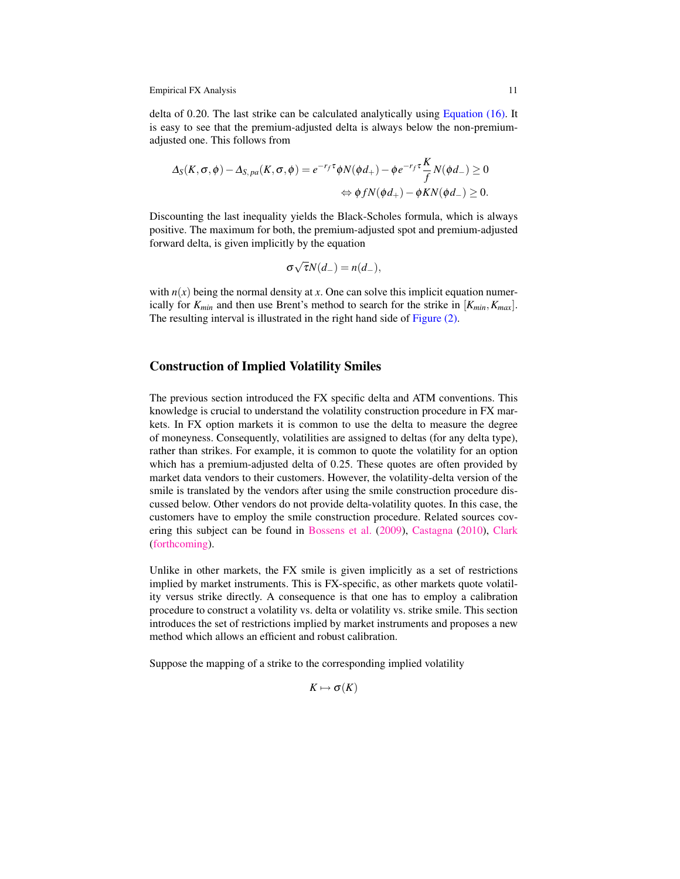delta of 0.20. The last strike can be calculated analytically using Equation (16). It is easy to see that the premium-adjusted delta is always below the non-premium-adjusted one. This follows from

$$
\begin{aligned}
\Delta_S(K,\sigma,\phi) - \Delta_{S,pa}(K,\sigma,\phi) = e^{-r_f\tau}\phi N(\phi d_+) - \phi e^{-r_f\tau}\frac{K}{f}N(\phi d_-) \geq 0 \\
\Leftrightarrow \phi f N(\phi d_+) - \phi K N(\phi d_-) \geq 0.
\end{aligned}
$$

Discounting the last inequality yields the Black-Scholes formula, which is always positive. The maximum for both, the premium-adjusted spot and premium-adjusted forward delta, is given implicitly by the equation

$$
\sigma\sqrt{\tau}N(d_-) = n(d_-),
$$

with $n(x)$ being the normal density at $x$. One can solve this implicit equation numerically for $K_{min}$ and then use Brent's method to search for the strike in $[K_{min}, K_{max}]$. The resulting interval is illustrated in the right hand side of Figure (2).

## Construction of Implied Volatility Smiles

The previous section introduced the FX specific delta and ATM conventions. This knowledge is crucial to understand the volatility construction procedure in FX markets. In FX option markets it is common to use the delta to measure the degree of moneyness. Consequently, volatilities are assigned to deltas (for any delta type), rather than strikes. For example, it is common to quote the volatility for an option which has a premium-adjusted delta of 0.25. These quotes are often provided by market data vendors to their customers. However, the volatility-delta version of the smile is translated by the vendors after using the smile construction procedure discussed below. Other vendors do not provide delta-volatility quotes. In this case, the customers have to employ the smile construction procedure. Related sources covering this subject can be found in Bossens et al. (2009), Castagna (2010), Clark (forthcoming).

Unlike in other markets, the FX smile is given implicitly as a set of restrictions implied by market instruments. This is FX-specific, as other markets quote volatility versus strike directly. A consequence is that one has to employ a calibration procedure to construct a volatility vs. delta or volatility vs. strike smile. This section introduces the set of restrictions implied by market instruments and proposes a new method which allows an efficient and robust calibration.

Suppose the mapping of a strike to the corresponding implied volatility

$$
K \mapsto \sigma(K)
$$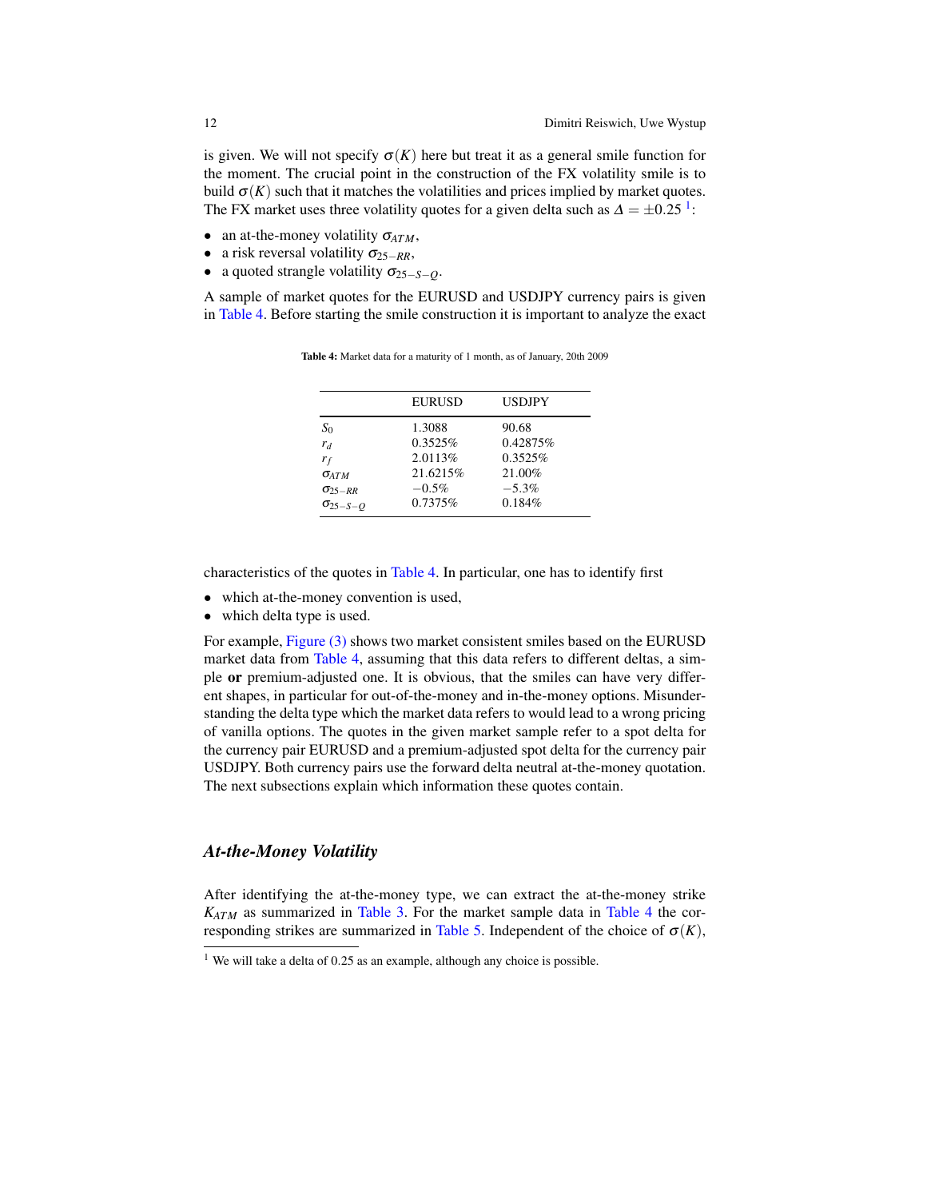is given. We will not specify $\sigma(K)$ here but treat it as a general smile function for the moment. The crucial point in the construction of the FX volatility smile is to build $\sigma(K)$ such that it matches the volatilities and prices implied by market quotes. The FX market uses three volatility quotes for a given delta such as $\Delta = \pm 0.25$ [1]:

- an at-the-money volatility $\sigma_{ATM}$,
- a risk reversal volatility $\sigma_{25-RR}$,
- a quoted strangle volatility $\sigma_{25-S-Q}$.

A sample of market quotes for the EURUSD and USDJPY currency pairs is given in Table 4. Before starting the smile construction it is important to analyze the exact characteristics of the quotes in Table 4. In particular, one has to identify first

**Table 4:** Market data for a maturity of 1 month, as of January, 20th 2009

| | EURUSD | USDJPY |
|---|---|---|
| $S_0$ | 1.3088 | 90.68 |
| $r_d$ | 0.3525% | 0.42875% |
| $r_f$ | 2.0113% | 0.3525% |
| $\sigma_{ATM}$ | 21.6215% | 21.00% |
| $\sigma_{25-RR}$ | −0.5% | −5.3% |
| $\sigma_{25-S-Q}$ | 0.7375% | 0.184% |

- which at-the-money convention is used,
- which delta type is used.

For example, Figure (3) shows two market consistent smiles based on the EURUSD market data from Table 4, assuming that this data refers to different deltas, a simple **or** premium-adjusted one. It is obvious, that the smiles can have very different shapes, in particular for out-of-the-money and in-the-money options. Misunderstanding the delta type which the market data refers to would lead to a wrong pricing of vanilla options. The quotes in the given market sample refer to a spot delta for the currency pair EURUSD and a premium-adjusted spot delta for the currency pair USDJPY. Both currency pairs use the forward delta neutral at-the-money quotation. The next subsections explain which information these quotes contain.

### *At-the-Money Volatility*

After identifying the at-the-money type, we can extract the at-the-money strike $K_{ATM}$ as summarized in Table 3. For the market sample data in Table 4 the corresponding strikes are summarized in Table 5. Independent of the choice of $\sigma(K)$,

[1] We will take a delta of 0.25 as an example, although any choice is possible.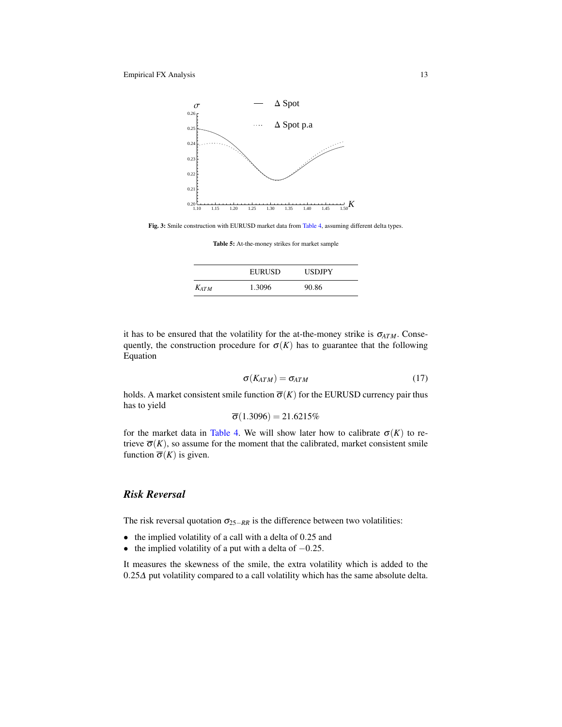Fig. 3: Smile construction with EURUSD market data from Table 4, assuming different delta types.

Table 5: At-the-money strikes for market sample

| | EURUSD | USDJPY |
|---|---|---|
| $K_{ATM}$ | 1.3096 | 90.86 |

it has to be ensured that the volatility for the at-the-money strike is $\sigma_{ATM}$. Consequently, the construction procedure for $\sigma(K)$ has to guarantee that the following Equation

$$\sigma(K_{ATM}) = \sigma_{ATM} \tag{17}$$

holds. A market consistent smile function $\overline{\sigma}(K)$ for the EURUSD currency pair thus has to yield

$$\overline{\sigma}(1.3096) = 21.6215\%$$

for the market data in Table 4. We will show later how to calibrate $\sigma(K)$ to retrieve $\overline{\sigma}(K)$, so assume for the moment that the calibrated, market consistent smile function $\overline{\sigma}(K)$ is given.

## *Risk Reversal*

The risk reversal quotation $\sigma_{25-RR}$ is the difference between two volatilities:

- the implied volatility of a call with a delta of 0.25 and
- the implied volatility of a put with a delta of $-0.25$.

It measures the skewness of the smile, the extra volatility which is added to the $0.25\Delta$ put volatility compared to a call volatility which has the same absolute delta.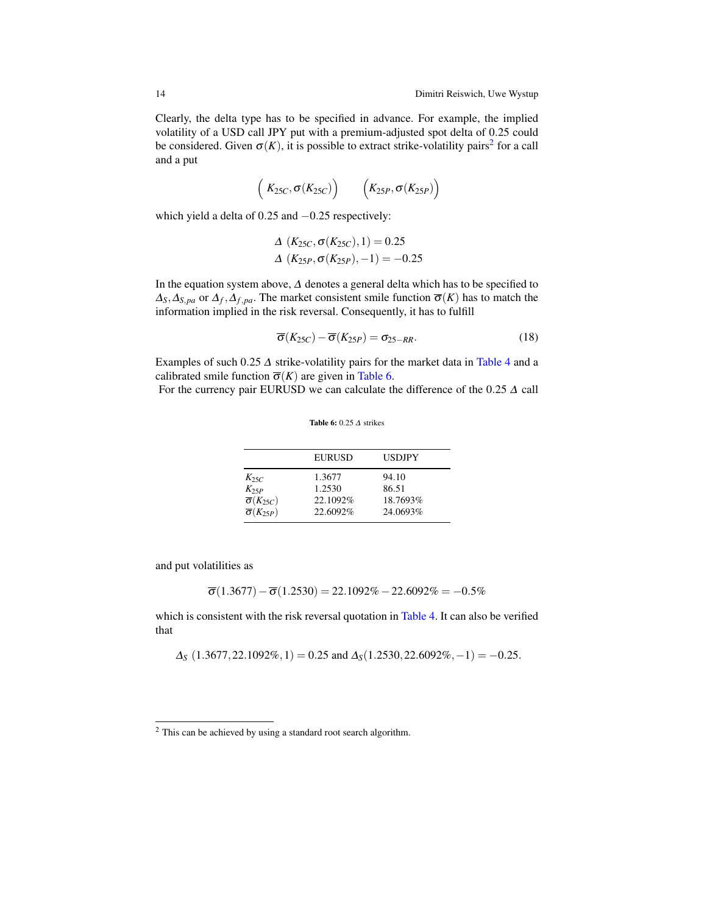Clearly, the delta type has to be specified in advance. For example, the implied volatility of a USD call JPY put with a premium-adjusted spot delta of 0.25 could be considered. Given $\sigma(K)$, it is possible to extract strike-volatility pairs[2] for a call and a put

$$\Big( K_{25C}, \sigma(K_{25C}) \Big) \qquad \Big( K_{25P}, \sigma(K_{25P}) \Big)$$

which yield a delta of 0.25 and $-0.25$ respectively:

$$\begin{aligned} \Delta \ (K_{25C}, \sigma(K_{25C}), 1) &= 0.25 \\ \Delta \ (K_{25P}, \sigma(K_{25P}), -1) &= -0.25 \end{aligned}$$

In the equation system above, $\Delta$ denotes a general delta which has to be specified to $\Delta_S, \Delta_{S,pa}$ or $\Delta_f, \Delta_{f,pa}$. The market consistent smile function $\overline{\sigma}(K)$ has to match the information implied in the risk reversal. Consequently, it has to fulfill

$$\overline{\sigma}(K_{25C}) - \overline{\sigma}(K_{25P}) = \sigma_{25-RR}. \tag{18}$$

Examples of such 0.25 $\Delta$ strike-volatility pairs for the market data in Table 4 and a calibrated smile function $\overline{\sigma}(K)$ are given in Table 6.

For the currency pair EURUSD we can calculate the difference of the 0.25 $\Delta$ call and put volatilities as

**Table 6:** 0.25 $\Delta$ strikes

| | EURUSD | USDJPY |
|---|---|---|
| $K_{25C}$ | 1.3677 | 94.10 |
| $K_{25P}$ | 1.2530 | 86.51 |
| $\overline{\sigma}(K_{25C})$ | 22.1092% | 18.7693% |
| $\overline{\sigma}(K_{25P})$ | 22.6092% | 24.0693% |

$$\overline{\sigma}(1.3677) - \overline{\sigma}(1.2530) = 22.1092\% - 22.6092\% = -0.5\%$$

which is consistent with the risk reversal quotation in Table 4. It can also be verified that

$$\Delta_S \ (1.3677, 22.1092\%, 1) = 0.25 \text{ and } \Delta_S(1.2530, 22.6092\%, -1) = -0.25.$$

[2] This can be achieved by using a standard root search algorithm.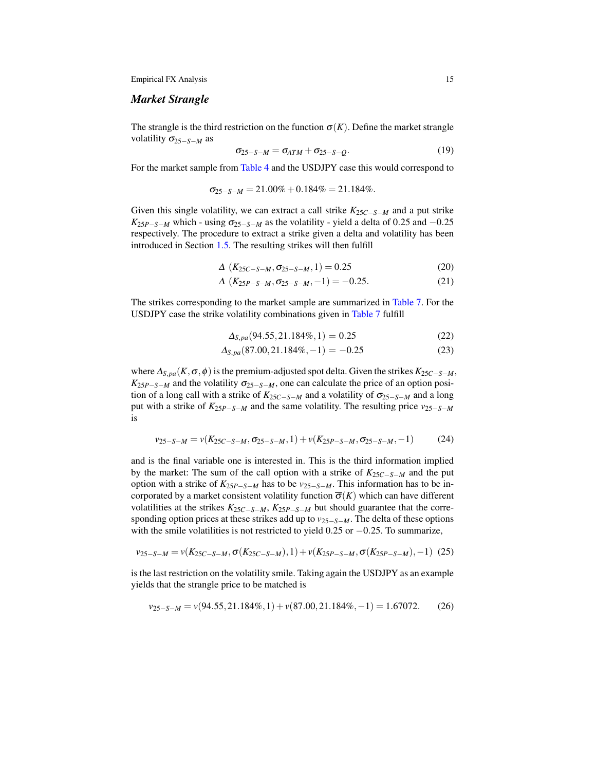### *Market Strangle*

The strangle is the third restriction on the function $\sigma(K)$. Define the market strangle volatility $\sigma_{25-S-M}$ as

$$\sigma_{25-S-M} = \sigma_{ATM} + \sigma_{25-S-Q}. \tag{19}$$

For the market sample from Table 4 and the USDJPY case this would correspond to

$$\sigma_{25-S-M} = 21.00\% + 0.184\% = 21.184\%.$$

Given this single volatility, we can extract a call strike $K_{25C-S-M}$ and a put strike $K_{25P-S-M}$ which - using $\sigma_{25-S-M}$ as the volatility - yield a delta of 0.25 and $-0.25$ respectively. The procedure to extract a strike given a delta and volatility has been introduced in Section 1.5. The resulting strikes will then fulfill

$$\Delta\ (K_{25C-S-M}, \sigma_{25-S-M}, 1) = 0.25 \tag{20}$$

$$\Delta\ (K_{25P-S-M}, \sigma_{25-S-M}, -1) = -0.25. \tag{21}$$

The strikes corresponding to the market sample are summarized in Table 7. For the USDJPY case the strike volatility combinations given in Table 7 fulfill

$$\Delta_{S,pa}(94.55, 21.184\%, 1) = 0.25 \tag{22}$$

$$\Delta_{S,pa}(87.00, 21.184\%, -1) = -0.25 \tag{23}$$

where $\Delta_{S,pa}(K,\sigma,\phi)$ is the premium-adjusted spot delta. Given the strikes $K_{25C-S-M}$, $K_{25P-S-M}$ and the volatility $\sigma_{25-S-M}$, one can calculate the price of an option position of a long call with a strike of $K_{25C-S-M}$ and a volatility of $\sigma_{25-S-M}$ and a long put with a strike of $K_{25P-S-M}$ and the same volatility. The resulting price $v_{25-S-M}$ is

$$v_{25-S-M} = v(K_{25C-S-M}, \sigma_{25-S-M}, 1) + v(K_{25P-S-M}, \sigma_{25-S-M}, -1) \tag{24}$$

and is the final variable one is interested in. This is the third information implied by the market: The sum of the call option with a strike of $K_{25C-S-M}$ and the put option with a strike of $K_{25P-S-M}$ has to be $v_{25-S-M}$. This information has to be incorporated by a market consistent volatility function $\overline{\sigma}(K)$ which can have different volatilities at the strikes $K_{25C-S-M}$, $K_{25P-S-M}$ but should guarantee that the corresponding option prices at these strikes add up to $v_{25-S-M}$. The delta of these options with the smile volatilities is not restricted to yield 0.25 or $-0.25$. To summarize,

$$v_{25-S-M} = v(K_{25C-S-M}, \sigma(K_{25C-S-M}), 1) + v(K_{25P-S-M}, \sigma(K_{25P-S-M}), -1) \tag{25}$$

is the last restriction on the volatility smile. Taking again the USDJPY as an example yields that the strangle price to be matched is

$$v_{25-S-M} = v(94.55, 21.184\%, 1) + v(87.00, 21.184\%, -1) = 1.67072. \tag{26}$$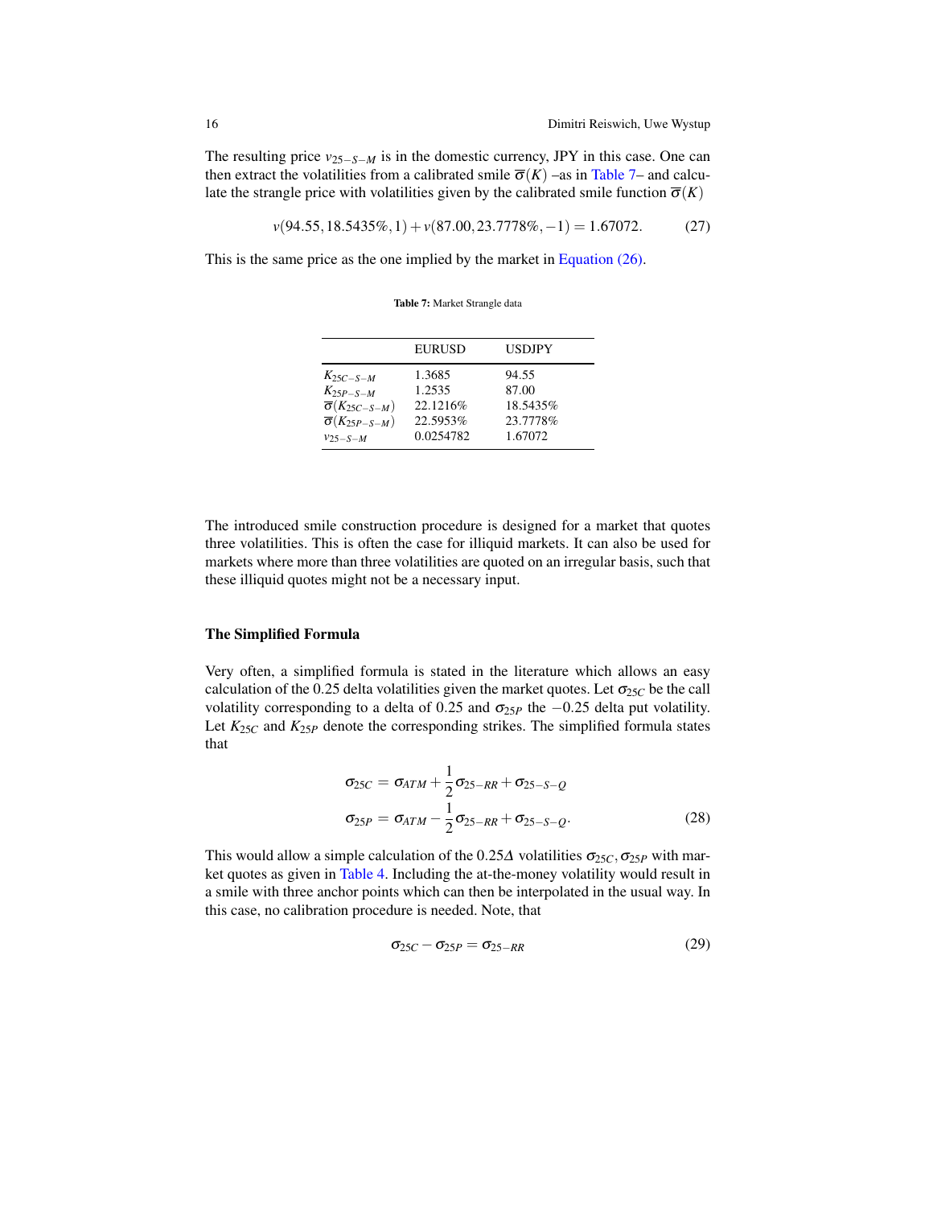The resulting price $v_{25-S-M}$ is in the domestic currency, JPY in this case. One can then extract the volatilities from a calibrated smile $\overline{\sigma}(K)$ –as in Table 7– and calculate the strangle price with volatilities given by the calibrated smile function $\overline{\sigma}(K)$

$$v(94.55, 18.5435\%, 1) + v(87.00, 23.7778\%, -1) = 1.67072. \tag{27}$$

This is the same price as the one implied by the market in Equation (26).

**Table 7:** Market Strangle data

| | EURUSD | USDJPY |
|---|---|---|
| $K_{25C-S-M}$ | 1.3685 | 94.55 |
| $K_{25P-S-M}$ | 1.2535 | 87.00 |
| $\overline{\sigma}(K_{25C-S-M})$ | 22.1216% | 18.5435% |
| $\overline{\sigma}(K_{25P-S-M})$ | 22.5953% | 23.7778% |
| $v_{25-S-M}$ | 0.0254782 | 1.67072 |

The introduced smile construction procedure is designed for a market that quotes three volatilities. This is often the case for illiquid markets. It can also be used for markets where more than three volatilities are quoted on an irregular basis, such that these illiquid quotes might not be a necessary input.

### The Simplified Formula

Very often, a simplified formula is stated in the literature which allows an easy calculation of the 0.25 delta volatilities given the market quotes. Let $\sigma_{25C}$ be the call volatility corresponding to a delta of 0.25 and $\sigma_{25P}$ the $-0.25$ delta put volatility. Let $K_{25C}$ and $K_{25P}$ denote the corresponding strikes. The simplified formula states that

$$\begin{aligned}
\sigma_{25C} &= \sigma_{ATM} + \frac{1}{2}\sigma_{25-RR} + \sigma_{25-S-Q} \\
\sigma_{25P} &= \sigma_{ATM} - \frac{1}{2}\sigma_{25-RR} + \sigma_{25-S-Q}.
\end{aligned} \tag{28}$$

This would allow a simple calculation of the $0.25\Delta$ volatilities $\sigma_{25C}, \sigma_{25P}$ with market quotes as given in Table 4. Including the at-the-money volatility would result in a smile with three anchor points which can then be interpolated in the usual way. In this case, no calibration procedure is needed. Note, that

$$\sigma_{25C} - \sigma_{25P} = \sigma_{25-RR} \tag{29}$$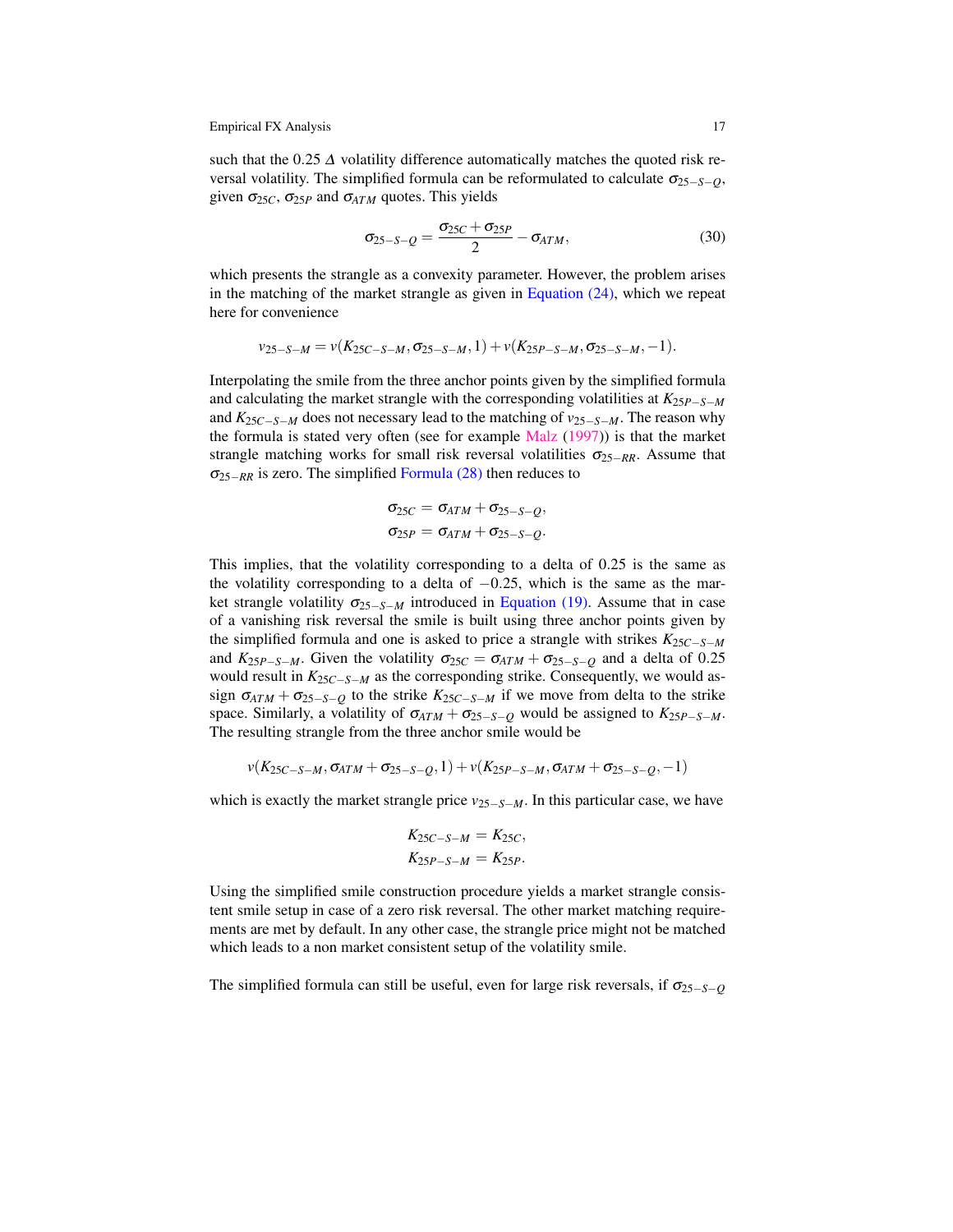such that the 0.25 $\Delta$ volatility difference automatically matches the quoted risk reversal volatility. The simplified formula can be reformulated to calculate $\sigma_{25-S-Q}$, given $\sigma_{25C}$, $\sigma_{25P}$ and $\sigma_{ATM}$ quotes. This yields

$$\sigma_{25-S-Q} = \frac{\sigma_{25C} + \sigma_{25P}}{2} - \sigma_{ATM}, \tag{30}$$

which presents the strangle as a convexity parameter. However, the problem arises in the matching of the market strangle as given in Equation (24), which we repeat here for convenience

$$v_{25-S-M} = v(K_{25C-S-M}, \sigma_{25-S-M}, 1) + v(K_{25P-S-M}, \sigma_{25-S-M}, -1).$$

Interpolating the smile from the three anchor points given by the simplified formula and calculating the market strangle with the corresponding volatilities at $K_{25P-S-M}$ and $K_{25C-S-M}$ does not necessary lead to the matching of $v_{25-S-M}$. The reason why the formula is stated very often (see for example Malz (1997)) is that the market strangle matching works for small risk reversal volatilities $\sigma_{25-RR}$. Assume that $\sigma_{25-RR}$ is zero. The simplified Formula (28) then reduces to

$$\begin{aligned}
\sigma_{25C} &= \sigma_{ATM} + \sigma_{25-S-Q}, \\
\sigma_{25P} &= \sigma_{ATM} + \sigma_{25-S-Q}.
\end{aligned}$$

This implies, that the volatility corresponding to a delta of 0.25 is the same as the volatility corresponding to a delta of $-0.25$, which is the same as the market strangle volatility $\sigma_{25-S-M}$ introduced in Equation (19). Assume that in case of a vanishing risk reversal the smile is built using three anchor points given by the simplified formula and one is asked to price a strangle with strikes $K_{25C-S-M}$ and $K_{25P-S-M}$. Given the volatility $\sigma_{25C} = \sigma_{ATM} + \sigma_{25-S-Q}$ and a delta of 0.25 would result in $K_{25C-S-M}$ as the corresponding strike. Consequently, we would assign $\sigma_{ATM} + \sigma_{25-S-Q}$ to the strike $K_{25C-S-M}$ if we move from delta to the strike space. Similarly, a volatility of $\sigma_{ATM} + \sigma_{25-S-Q}$ would be assigned to $K_{25P-S-M}$. The resulting strangle from the three anchor smile would be

$$v(K_{25C-S-M}, \sigma_{ATM} + \sigma_{25-S-Q}, 1) + v(K_{25P-S-M}, \sigma_{ATM} + \sigma_{25-S-Q}, -1)$$

which is exactly the market strangle price $v_{25-S-M}$. In this particular case, we have

$$\begin{aligned}
K_{25C-S-M} &= K_{25C}, \\
K_{25P-S-M} &= K_{25P}.
\end{aligned}$$

Using the simplified smile construction procedure yields a market strangle consistent smile setup in case of a zero risk reversal. The other market matching requirements are met by default. In any other case, the strangle price might not be matched which leads to a non market consistent setup of the volatility smile.

The simplified formula can still be useful, even for large risk reversals, if $\sigma_{25-S-Q}$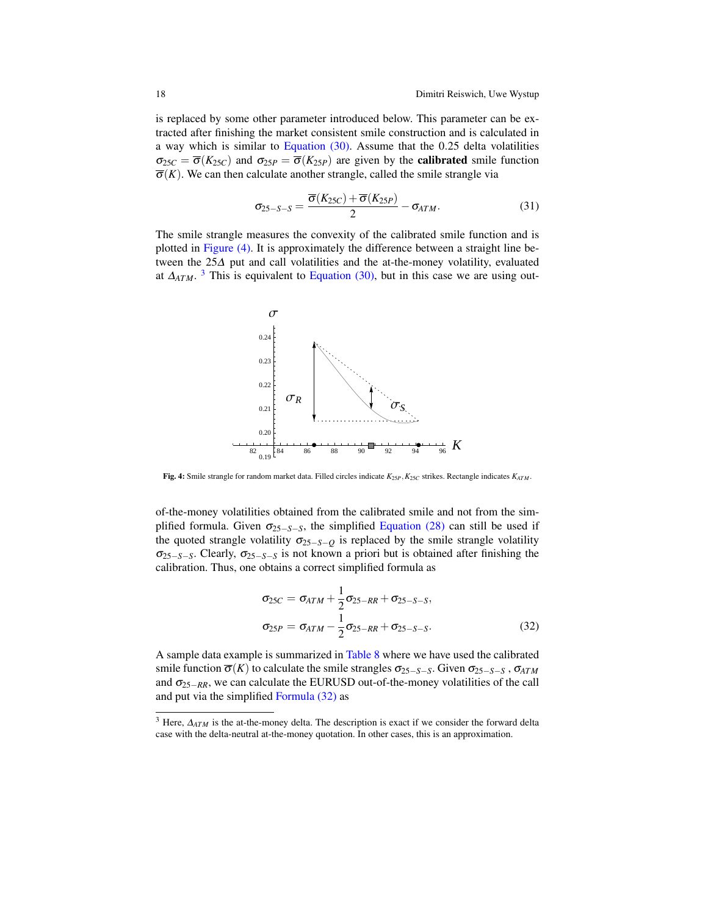is replaced by some other parameter introduced below. This parameter can be extracted after finishing the market consistent smile construction and is calculated in a way which is similar to Equation (30). Assume that the 0.25 delta volatilities $\sigma_{25C} = \overline{\sigma}(K_{25C})$ and $\sigma_{25P} = \overline{\sigma}(K_{25P})$ are given by the **calibrated** smile function $\overline{\sigma}(K)$. We can then calculate another strangle, called the smile strangle via

$$\sigma_{25-S-S} = \frac{\overline{\sigma}(K_{25C}) + \overline{\sigma}(K_{25P})}{2} - \sigma_{ATM}. \tag{31}$$

The smile strangle measures the convexity of the calibrated smile function and is plotted in Figure (4). It is approximately the difference between a straight line between the $25\Delta$ put and call volatilities and the at-the-money volatility, evaluated at $\Delta_{ATM}$. [3] This is equivalent to Equation (30), but in this case we are using out-

**Fig. 4:** Smile strangle for random market data. Filled circles indicate $K_{25P}, K_{25C}$ strikes. Rectangle indicates $K_{ATM}$.

of-the-money volatilities obtained from the calibrated smile and not from the simplified formula. Given $\sigma_{25-S-S}$, the simplified Equation (28) can still be used if the quoted strangle volatility $\sigma_{25-S-Q}$ is replaced by the smile strangle volatility $\sigma_{25-S-S}$. Clearly, $\sigma_{25-S-S}$ is not known a priori but is obtained after finishing the calibration. Thus, one obtains a correct simplified formula as

$$\begin{aligned}
\sigma_{25C} &= \sigma_{ATM} + \frac{1}{2}\sigma_{25-RR} + \sigma_{25-S-S}, \\
\sigma_{25P} &= \sigma_{ATM} - \frac{1}{2}\sigma_{25-RR} + \sigma_{25-S-S}.
\end{aligned} \tag{32}$$

A sample data example is summarized in Table 8 where we have used the calibrated smile function $\overline{\sigma}(K)$ to calculate the smile strangles $\sigma_{25-S-S}$. Given $\sigma_{25-S-S}$, $\sigma_{ATM}$ and $\sigma_{25-RR}$, we can calculate the EURUSD out-of-the-money volatilities of the call and put via the simplified Formula (32) as

[3] Here, $\Delta_{ATM}$ is the at-the-money delta. The description is exact if we consider the forward delta case with the delta-neutral at-the-money quotation. In other cases, this is an approximation.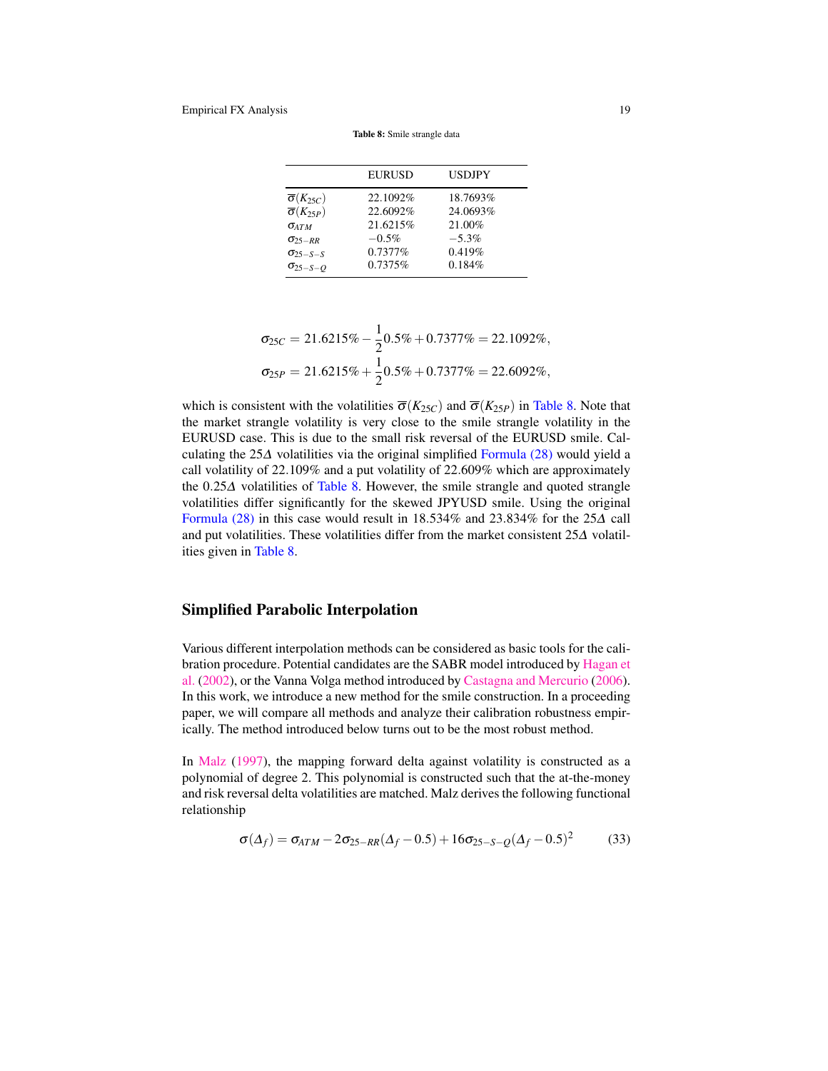**Table 8:** Smile strangle data

| | EURUSD | USDJPY |
|---|---|---|
| $\overline{\sigma}(K_{25C})$ | 22.1092% | 18.7693% |
| $\overline{\sigma}(K_{25P})$ | 22.6092% | 24.0693% |
| $\sigma_{ATM}$ | 21.6215% | 21.00% |
| $\sigma_{25-RR}$ | $-0.5\%$ | $-5.3\%$ |
| $\sigma_{25-S-S}$ | 0.7377% | 0.419% |
| $\sigma_{25-S-Q}$ | 0.7375% | 0.184% |

$$
\begin{aligned}
\sigma_{25C} &= 21.6215\% - \frac{1}{2}0.5\% + 0.7377\% = 22.1092\%, \\
\sigma_{25P} &= 21.6215\% + \frac{1}{2}0.5\% + 0.7377\% = 22.6092\%,
\end{aligned}
$$

which is consistent with the volatilities $\overline{\sigma}(K_{25C})$ and $\overline{\sigma}(K_{25P})$ in Table 8. Note that the market strangle volatility is very close to the smile strangle volatility in the EURUSD case. This is due to the small risk reversal of the EURUSD smile. Calculating the $25\Delta$ volatilities via the original simplified Formula (28) would yield a call volatility of 22.109% and a put volatility of 22.609% which are approximately the $0.25\Delta$ volatilities of Table 8. However, the smile strangle and quoted strangle volatilities differ significantly for the skewed JPYUSD smile. Using the original Formula (28) in this case would result in 18.534% and 23.834% for the $25\Delta$ call and put volatilities. These volatilities differ from the market consistent $25\Delta$ volatilities given in Table 8.

## Simplified Parabolic Interpolation

Various different interpolation methods can be considered as basic tools for the calibration procedure. Potential candidates are the SABR model introduced by Hagan et al. (2002), or the Vanna Volga method introduced by Castagna and Mercurio (2006). In this work, we introduce a new method for the smile construction. In a proceeding paper, we will compare all methods and analyze their calibration robustness empirically. The method introduced below turns out to be the most robust method.

In Malz (1997), the mapping forward delta against volatility is constructed as a polynomial of degree 2. This polynomial is constructed such that the at-the-money and risk reversal delta volatilities are matched. Malz derives the following functional relationship

$$
\sigma(\Delta_f) = \sigma_{ATM} - 2\sigma_{25-RR}(\Delta_f - 0.5) + 16\sigma_{25-S-Q}(\Delta_f - 0.5)^2 \tag{33}
$$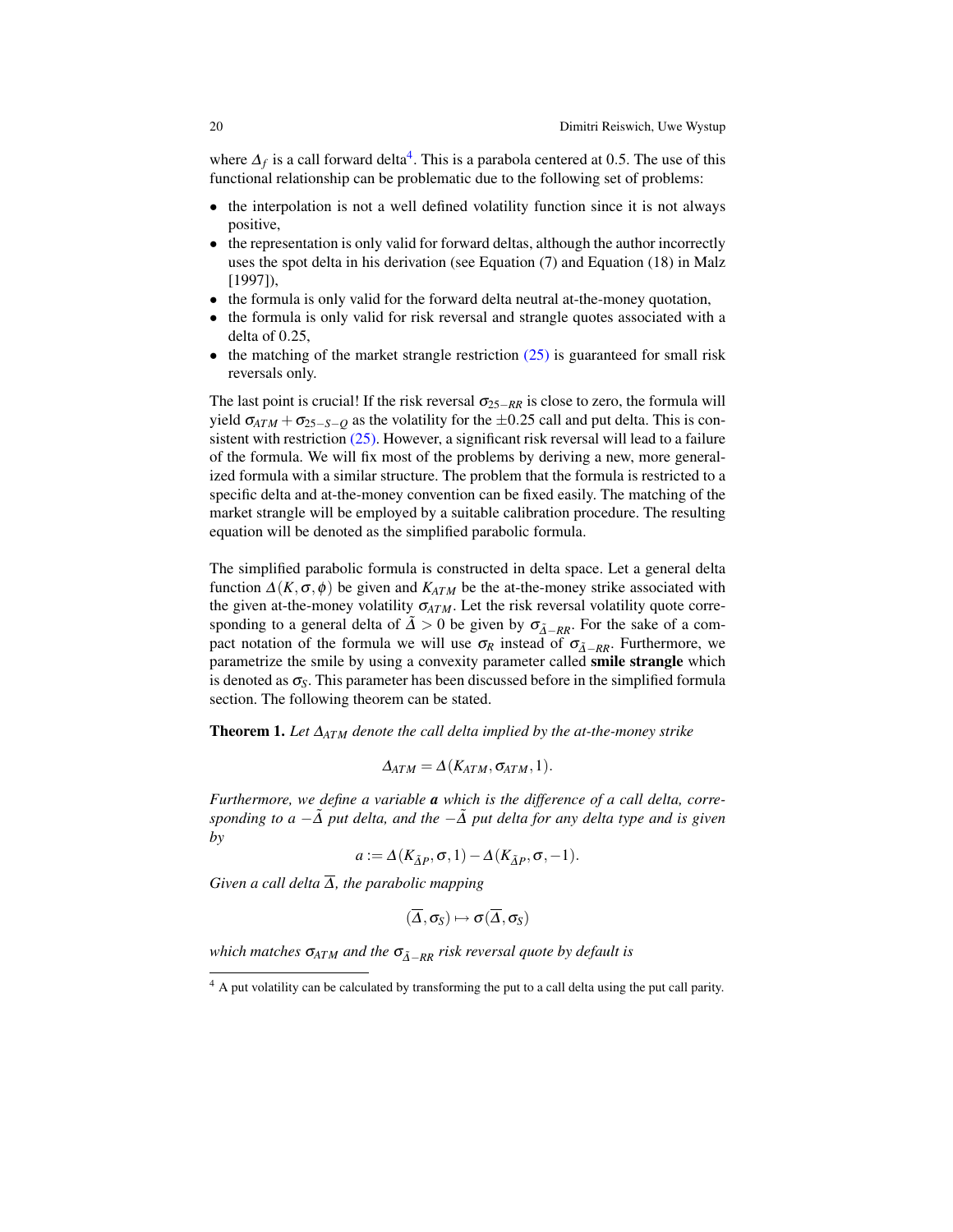where $\Delta_f$ is a call forward delta[4]. This is a parabola centered at 0.5. The use of this functional relationship can be problematic due to the following set of problems:

- the interpolation is not a well defined volatility function since it is not always positive,
- the representation is only valid for forward deltas, although the author incorrectly uses the spot delta in his derivation (see Equation (7) and Equation (18) in Malz [1997]),
- the formula is only valid for the forward delta neutral at-the-money quotation,
- the formula is only valid for risk reversal and strangle quotes associated with a delta of 0.25,
- the matching of the market strangle restriction (25) is guaranteed for small risk reversals only.

The last point is crucial! If the risk reversal $\sigma_{25-RR}$ is close to zero, the formula will yield $\sigma_{ATM} + \sigma_{25-S-Q}$ as the volatility for the $\pm 0.25$ call and put delta. This is consistent with restriction (25). However, a significant risk reversal will lead to a failure of the formula. We will fix most of the problems by deriving a new, more generalized formula with a similar structure. The problem that the formula is restricted to a specific delta and at-the-money convention can be fixed easily. The matching of the market strangle will be employed by a suitable calibration procedure. The resulting equation will be denoted as the simplified parabolic formula.

The simplified parabolic formula is constructed in delta space. Let a general delta function $\Delta(K, \sigma, \phi)$ be given and $K_{ATM}$ be the at-the-money strike associated with the given at-the-money volatility $\sigma_{ATM}$. Let the risk reversal volatility quote corresponding to a general delta of $\tilde{\Delta} > 0$ be given by $\sigma_{\tilde{\Delta}-RR}$. For the sake of a compact notation of the formula we will use $\sigma_R$ instead of $\sigma_{\tilde{\Delta}-RR}$. Furthermore, we parametrize the smile by using a convexity parameter called **smile strangle** which is denoted as $\sigma_S$. This parameter has been discussed before in the simplified formula section. The following theorem can be stated.

**Theorem 1.** *Let $\Delta_{ATM}$ denote the call delta implied by the at-the-money strike*

$$\Delta_{ATM} = \Delta(K_{ATM}, \sigma_{ATM}, 1).$$

*Furthermore, we define a variable **a** which is the difference of a call delta, corresponding to a $-\tilde{\Delta}$ put delta, and the $-\tilde{\Delta}$ put delta for any delta type and is given by*

$$a := \Delta(K_{\tilde{\Delta}P}, \sigma, 1) - \Delta(K_{\tilde{\Delta}P}, \sigma, -1).$$

*Given a call delta $\overline{\Delta}$, the parabolic mapping*

$$(\overline{\Delta}, \sigma_S) \mapsto \sigma(\overline{\Delta}, \sigma_S)$$

*which matches $\sigma_{ATM}$ and the $\sigma_{\tilde{\Delta}-RR}$ risk reversal quote by default is*

[4] A put volatility can be calculated by transforming the put to a call delta using the put call parity.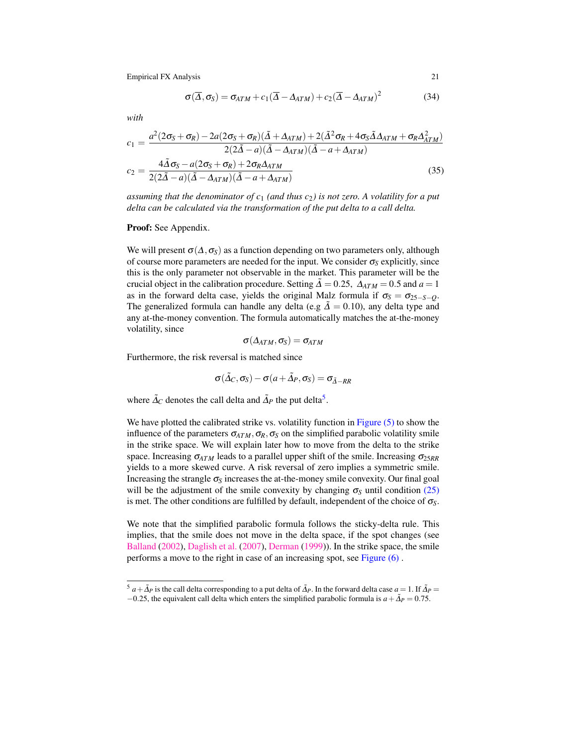$$\sigma(\overline{\Delta}, \sigma_S) = \sigma_{ATM} + c_1(\overline{\Delta} - \Delta_{ATM}) + c_2(\overline{\Delta} - \Delta_{ATM})^2 \tag{34}$$

*with*

$$c_1 = \frac{a^2(2\sigma_S + \sigma_R) - 2a(2\sigma_S + \sigma_R)(\tilde{\Delta} + \Delta_{ATM}) + 2(\tilde{\Delta}^2\sigma_R + 4\sigma_S\tilde{\Delta}\Delta_{ATM} + \sigma_R\Delta_{ATM}^2)}{2(2\tilde{\Delta} - a)(\tilde{\Delta} - \Delta_{ATM})(\tilde{\Delta} - a + \Delta_{ATM})}$$

$$c_2 = \frac{4\tilde{\Delta}\sigma_S - a(2\sigma_S + \sigma_R) + 2\sigma_R\Delta_{ATM}}{2(2\tilde{\Delta} - a)(\tilde{\Delta} - \Delta_{ATM})(\tilde{\Delta} - a + \Delta_{ATM})} \tag{35}$$

*assuming that the denominator of $c_1$ (and thus $c_2$) is not zero. A volatility for a put delta can be calculated via the transformation of the put delta to a call delta.*

**Proof:** See Appendix.

We will present $\sigma(\Delta, \sigma_S)$ as a function depending on two parameters only, although of course more parameters are needed for the input. We consider $\sigma_S$ explicitly, since this is the only parameter not observable in the market. This parameter will be the crucial object in the calibration procedure. Setting $\tilde{\Delta} = 0.25$, $\Delta_{ATM} = 0.5$ and $a = 1$ as in the forward delta case, yields the original Malz formula if $\sigma_S = \sigma_{25-S-Q}$. The generalized formula can handle any delta (e.g $\tilde{\Delta} = 0.10$), any delta type and any at-the-money convention. The formula automatically matches the at-the-money volatility, since

$$\sigma(\Delta_{ATM}, \sigma_S) = \sigma_{ATM}$$

Furthermore, the risk reversal is matched since

$$\sigma(\tilde{\Delta}_C, \sigma_S) - \sigma(a + \tilde{\Delta}_P, \sigma_S) = \sigma_{\tilde{\Delta}-RR}$$

where $\tilde{\Delta}_C$ denotes the call delta and $\tilde{\Delta}_P$ the put delta[5].

We have plotted the calibrated strike vs. volatility function in Figure (5) to show the influence of the parameters $\sigma_{ATM}, \sigma_R, \sigma_S$ on the simplified parabolic volatility smile in the strike space. We will explain later how to move from the delta to the strike space. Increasing $\sigma_{ATM}$ leads to a parallel upper shift of the smile. Increasing $\sigma_{25RR}$ yields to a more skewed curve. A risk reversal of zero implies a symmetric smile. Increasing the strangle $\sigma_S$ increases the at-the-money smile convexity. Our final goal will be the adjustment of the smile convexity by changing $\sigma_S$ until condition (25) is met. The other conditions are fulfilled by default, independent of the choice of $\sigma_S$.

We note that the simplified parabolic formula follows the sticky-delta rule. This implies, that the smile does not move in the delta space, if the spot changes (see Balland (2002), Daglish et al. (2007), Derman (1999)). In the strike space, the smile performs a move to the right in case of an increasing spot, see Figure (6).

[5] $a + \tilde{\Delta}_P$ is the call delta corresponding to a put delta of $\tilde{\Delta}_P$. In the forward delta case $a = 1$. If $\tilde{\Delta}_P = -0.25$, the equivalent call delta which enters the simplified parabolic formula is $a + \tilde{\Delta}_P = 0.75$.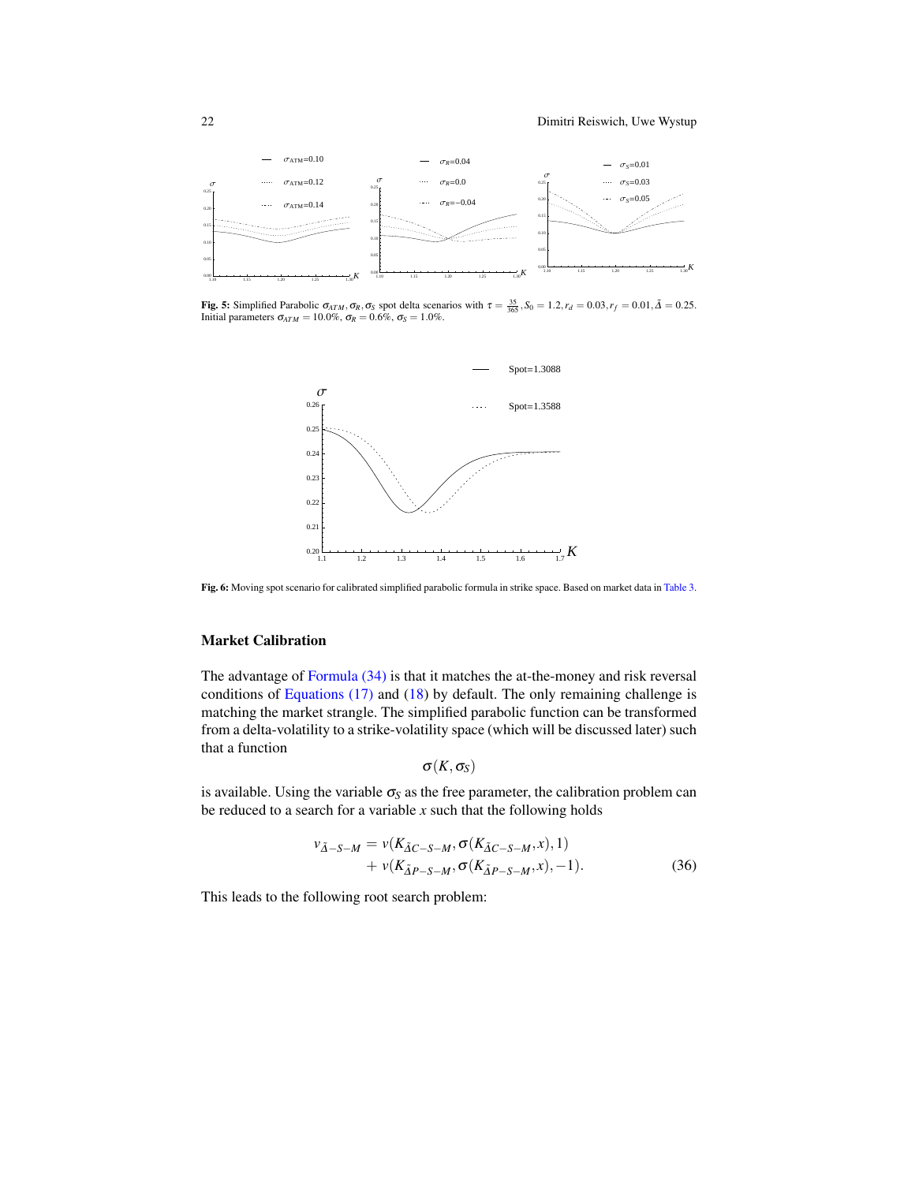**Fig. 5:** Simplified Parabolic $\sigma_{ATM}, \sigma_R, \sigma_S$ spot delta scenarios with $\tau = \frac{35}{365}, S_0 = 1.2, r_d = 0.03, r_f = 0.01, \tilde{\Delta} = 0.25$. Initial parameters $\sigma_{ATM} = 10.0\%$, $\sigma_R = 0.6\%$, $\sigma_S = 1.0\%$.

**Fig. 6:** Moving spot scenario for calibrated simplified parabolic formula in strike space. Based on market data in Table 3.

### Market Calibration

The advantage of Formula (34) is that it matches the at-the-money and risk reversal conditions of Equations (17) and (18) by default. The only remaining challenge is matching the market strangle. The simplified parabolic function can be transformed from a delta-volatility to a strike-volatility space (which will be discussed later) such that a function

$$\sigma(K, \sigma_S)$$

is available. Using the variable $\sigma_S$ as the free parameter, the calibration problem can be reduced to a search for a variable $x$ such that the following holds

$$v_{\tilde{\Delta}-S-M} = v(K_{\tilde{\Delta}C-S-M}, \sigma(K_{\tilde{\Delta}C-S-M}, x), 1) + v(K_{\tilde{\Delta}P-S-M}, \sigma(K_{\tilde{\Delta}P-S-M}, x), -1). \tag{36}$$

This leads to the following root search problem: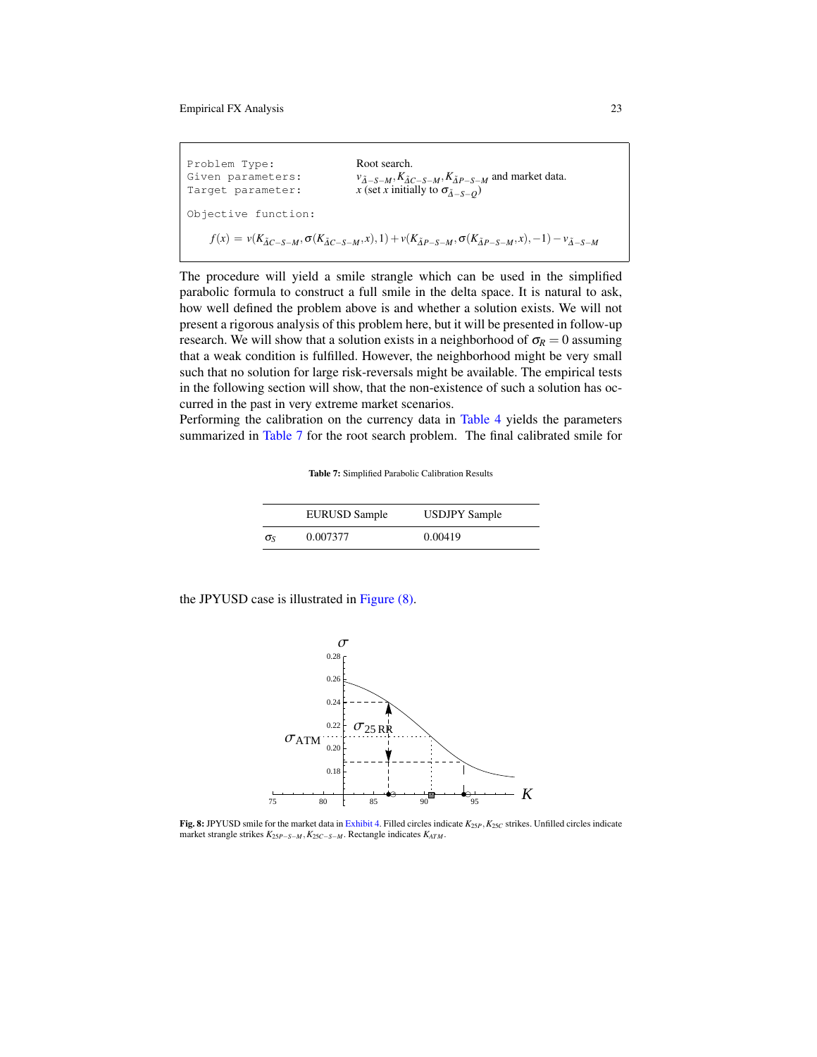```
Problem Type:          Root search.
Given parameters:      v_{Δ̃-S-M}, K_{Δ̃C-S-M}, K_{Δ̃P-S-M} and market data.
Target parameter:      x (set x initially to σ_{Δ̃-S-Q})

Objective function:
```

$$f(x) = v(K_{\tilde{\Delta}C-S-M}, \sigma(K_{\tilde{\Delta}C-S-M}, x), 1) + v(K_{\tilde{\Delta}P-S-M}, \sigma(K_{\tilde{\Delta}P-S-M}, x), -1) - v_{\tilde{\Delta}-S-M}$$

The procedure will yield a smile strangle which can be used in the simplified parabolic formula to construct a full smile in the delta space. It is natural to ask, how well defined the problem above is and whether a solution exists. We will not present a rigorous analysis of this problem here, but it will be presented in follow-up research. We will show that a solution exists in a neighborhood of $\sigma_R = 0$ assuming that a weak condition is fulfilled. However, the neighborhood might be very small such that no solution for large risk-reversals might be available. The empirical tests in the following section will show, that the non-existence of such a solution has occurred in the past in very extreme market scenarios.
Performing the calibration on the currency data in Table 4 yields the parameters summarized in Table 7 for the root search problem. The final calibrated smile for the JPYUSD case is illustrated in Figure (8).

**Table 7:** Simplified Parabolic Calibration Results

| | EURUSD Sample | USDJPY Sample |
|---|---|---|
| $\sigma_S$ | 0.007377 | 0.00419 |

**Fig. 8:** JPYUSD smile for the market data in Exhibit 4. Filled circles indicate $K_{25P}, K_{25C}$ strikes. Unfilled circles indicate market strangle strikes $K_{25P-S-M}, K_{25C-S-M}$. Rectangle indicates $K_{ATM}$.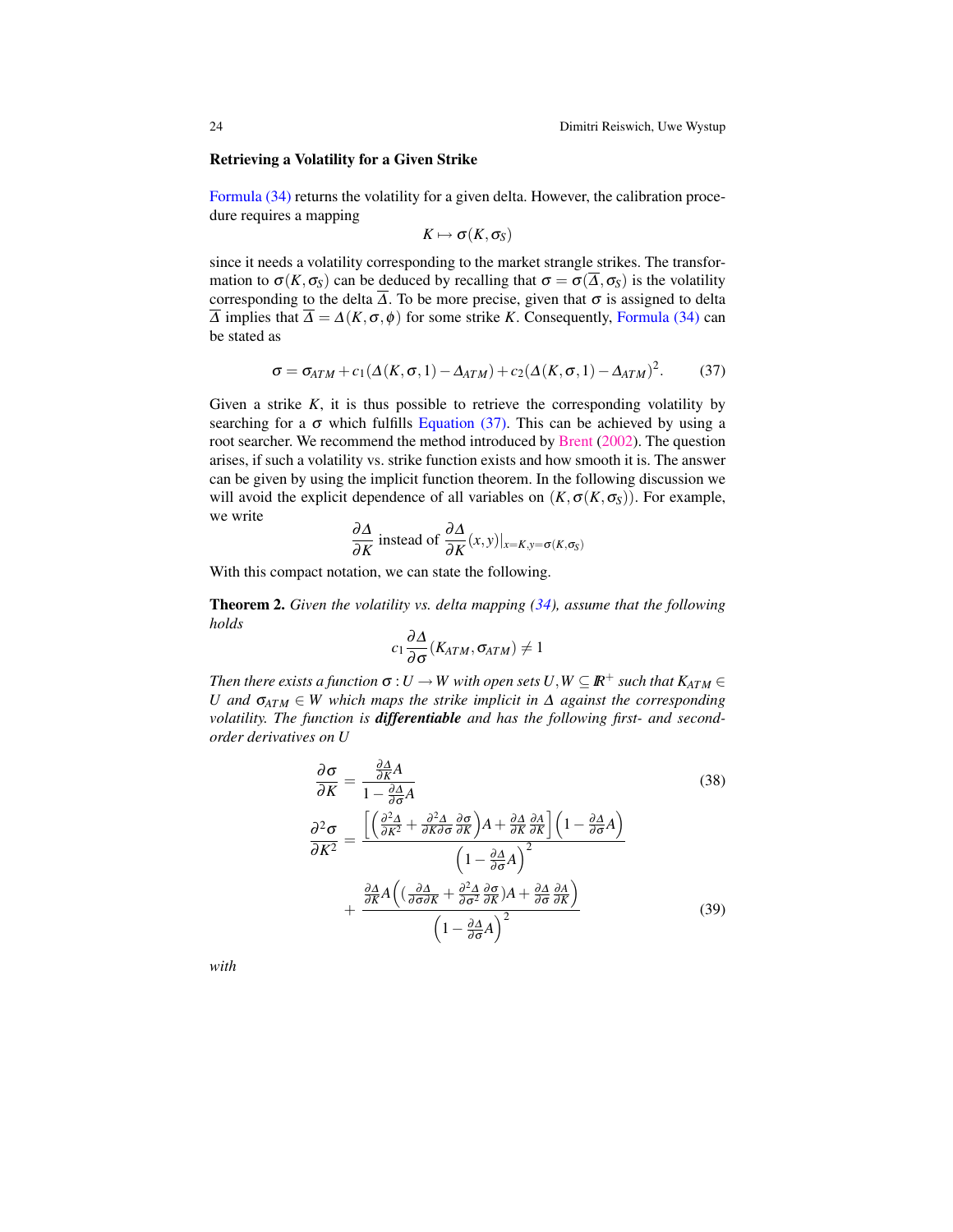### Retrieving a Volatility for a Given Strike

Formula (34) returns the volatility for a given delta. However, the calibration procedure requires a mapping

$$K \mapsto \sigma(K, \sigma_S)$$

since it needs a volatility corresponding to the market strangle strikes. The transformation to $\sigma(K, \sigma_S)$ can be deduced by recalling that $\sigma = \sigma(\overline{\Delta}, \sigma_S)$ is the volatility corresponding to the delta $\overline{\Delta}$. To be more precise, given that $\sigma$ is assigned to delta $\overline{\Delta}$ implies that $\overline{\Delta} = \Delta(K, \sigma, \phi)$ for some strike $K$. Consequently, Formula (34) can be stated as

$$\sigma = \sigma_{ATM} + c_1(\Delta(K, \sigma, 1) - \Delta_{ATM}) + c_2(\Delta(K, \sigma, 1) - \Delta_{ATM})^2. \tag{37}$$

Given a strike $K$, it is thus possible to retrieve the corresponding volatility by searching for a $\sigma$ which fulfills Equation (37). This can be achieved by using a root searcher. We recommend the method introduced by Brent (2002). The question arises, if such a volatility vs. strike function exists and how smooth it is. The answer can be given by using the implicit function theorem. In the following discussion we will avoid the explicit dependence of all variables on $(K, \sigma(K, \sigma_S))$. For example, we write

$$\frac{\partial \Delta}{\partial K} \text{ instead of } \frac{\partial \Delta}{\partial K}(x, y)|_{x=K, y=\sigma(K,\sigma_S)}$$

With this compact notation, we can state the following.

**Theorem 2.** *Given the volatility vs. delta mapping (34), assume that the following holds*

$$c_1 \frac{\partial \Delta}{\partial \sigma}(K_{ATM}, \sigma_{ATM}) \neq 1$$

*Then there exists a function $\sigma : U \to W$ with open sets $U, W \subseteq \mathbb{R}^+$ such that $K_{ATM} \in U$ and $\sigma_{ATM} \in W$ which maps the strike implicit in $\Delta$ against the corresponding volatility. The function is* ***differentiable*** *and has the following first- and second-order derivatives on $U$*

$$\frac{\partial \sigma}{\partial K} = \frac{\frac{\partial \Delta}{\partial K} A}{1 - \frac{\partial \Delta}{\partial \sigma} A} \tag{38}$$

$$\frac{\partial^2 \sigma}{\partial K^2} = \frac{\left[\left(\frac{\partial^2 \Delta}{\partial K^2} + \frac{\partial^2 \Delta}{\partial K \partial \sigma}\frac{\partial \sigma}{\partial K}\right)A + \frac{\partial \Delta}{\partial K}\frac{\partial A}{\partial K}\right]\left(1 - \frac{\partial \Delta}{\partial \sigma}A\right)}{\left(1 - \frac{\partial \Delta}{\partial \sigma}A\right)^2} + \frac{\frac{\partial \Delta}{\partial K}A\left(\left(\frac{\partial \Delta}{\partial \sigma \partial K} + \frac{\partial^2 \Delta}{\partial \sigma^2}\frac{\partial \sigma}{\partial K}\right)A + \frac{\partial \Delta}{\partial \sigma}\frac{\partial A}{\partial K}\right)}{\left(1 - \frac{\partial \Delta}{\partial \sigma}A\right)^2} \tag{39}$$

*with*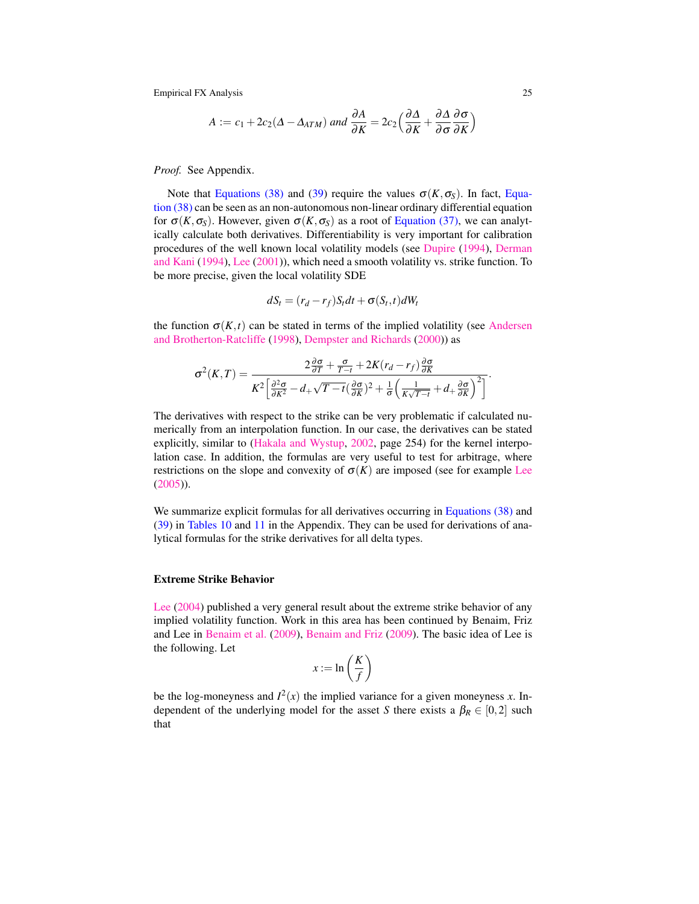$$A := c_1 + 2c_2(\Delta - \Delta_{ATM}) \text{ and } \frac{\partial A}{\partial K} = 2c_2\Big(\frac{\partial \Delta}{\partial K} + \frac{\partial \Delta}{\partial \sigma}\frac{\partial \sigma}{\partial K}\Big)$$

*Proof.* See Appendix.

Note that Equations (38) and (39) require the values $\sigma(K, \sigma_S)$. In fact, Equation (38) can be seen as an non-autonomous non-linear ordinary differential equation for $\sigma(K, \sigma_S)$. However, given $\sigma(K, \sigma_S)$ as a root of Equation (37), we can analytically calculate both derivatives. Differentiability is very important for calibration procedures of the well known local volatility models (see Dupire (1994), Derman and Kani (1994), Lee (2001)), which need a smooth volatility vs. strike function. To be more precise, given the local volatility SDE

$$dS_t = (r_d - r_f)S_t dt + \sigma(S_t, t)dW_t$$

the function $\sigma(K, t)$ can be stated in terms of the implied volatility (see Andersen and Brotherton-Ratcliffe (1998), Dempster and Richards (2000)) as

$$\sigma^2(K, T) = \frac{2\frac{\partial \sigma}{\partial T} + \frac{\sigma}{T-t} + 2K(r_d - r_f)\frac{\partial \sigma}{\partial K}}{K^2\Big[\frac{\partial^2 \sigma}{\partial K^2} - d_+\sqrt{T-t}(\frac{\partial \sigma}{\partial K})^2 + \frac{1}{\sigma}\Big(\frac{1}{K\sqrt{T-t}} + d_+\frac{\partial \sigma}{\partial K}\Big)^2\Big]}.$$

The derivatives with respect to the strike can be very problematic if calculated numerically from an interpolation function. In our case, the derivatives can be stated explicitly, similar to (Hakala and Wystup, 2002, page 254) for the kernel interpolation case. In addition, the formulas are very useful to test for arbitrage, where restrictions on the slope and convexity of $\sigma(K)$ are imposed (see for example Lee (2005)).

We summarize explicit formulas for all derivatives occurring in Equations (38) and (39) in Tables 10 and 11 in the Appendix. They can be used for derivations of analytical formulas for the strike derivatives for all delta types.

### Extreme Strike Behavior

Lee (2004) published a very general result about the extreme strike behavior of any implied volatility function. Work in this area has been continued by Benaim, Friz and Lee in Benaim et al. (2009), Benaim and Friz (2009). The basic idea of Lee is the following. Let

$$x := \ln\left(\frac{K}{f}\right)$$

be the log-moneyness and $I^2(x)$ the implied variance for a given moneyness $x$. Independent of the underlying model for the asset $S$ there exists a $\beta_R \in [0, 2]$ such that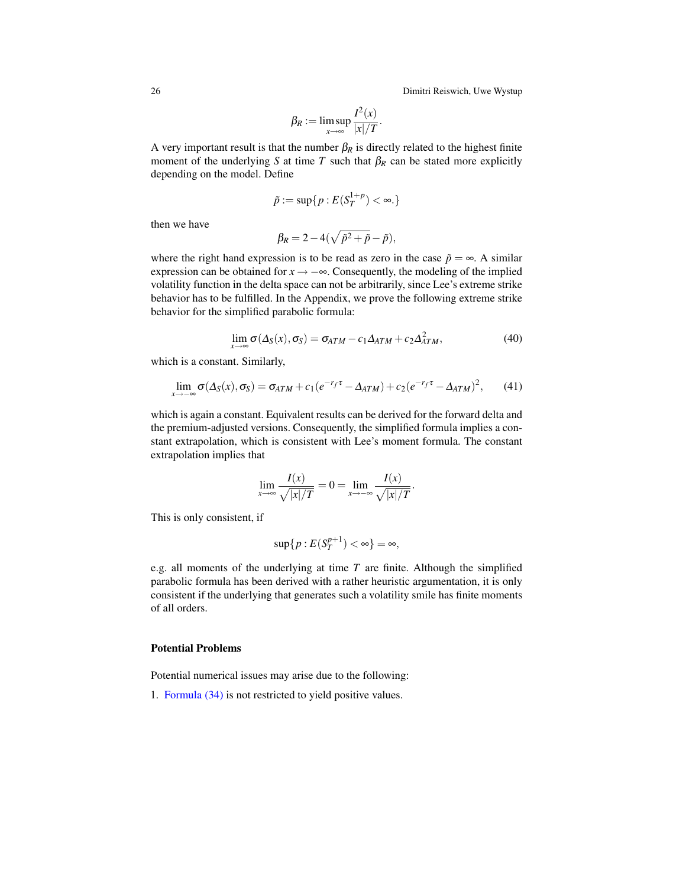$$\beta_R := \limsup_{x\to\infty} \frac{I^2(x)}{|x|/T}.$$

A very important result is that the number $\beta_R$ is directly related to the highest finite moment of the underlying $S$ at time $T$ such that $\beta_R$ can be stated more explicitly depending on the model. Define

$$\tilde{p} := \sup\{p : E(S_T^{1+p}) < \infty.\}$$

then we have

$$\beta_R = 2 - 4(\sqrt{\tilde{p}^2 + \tilde{p}} - \tilde{p}),$$

where the right hand expression is to be read as zero in the case $\tilde{p} = \infty$. A similar expression can be obtained for $x \to -\infty$. Consequently, the modeling of the implied volatility function in the delta space can not be arbitrarily, since Lee's extreme strike behavior has to be fulfilled. In the Appendix, we prove the following extreme strike behavior for the simplified parabolic formula:

$$\lim_{x\to\infty} \sigma(\Delta_S(x), \sigma_S) = \sigma_{ATM} - c_1\Delta_{ATM} + c_2\Delta_{ATM}^2, \tag{40}$$

which is a constant. Similarly,

$$\lim_{x\to-\infty} \sigma(\Delta_S(x), \sigma_S) = \sigma_{ATM} + c_1(e^{-r_f\tau} - \Delta_{ATM}) + c_2(e^{-r_f\tau} - \Delta_{ATM})^2, \tag{41}$$

which is again a constant. Equivalent results can be derived for the forward delta and the premium-adjusted versions. Consequently, the simplified formula implies a constant extrapolation, which is consistent with Lee's moment formula. The constant extrapolation implies that

$$\lim_{x\to\infty} \frac{I(x)}{\sqrt{|x|/T}} = 0 = \lim_{x\to-\infty} \frac{I(x)}{\sqrt{|x|/T}}.$$

This is only consistent, if

$$\sup\{p : E(S_T^{p+1}) < \infty\} = \infty,$$

e.g. all moments of the underlying at time $T$ are finite. Although the simplified parabolic formula has been derived with a rather heuristic argumentation, it is only consistent if the underlying that generates such a volatility smile has finite moments of all orders.

#### Potential Problems

Potential numerical issues may arise due to the following:

1. Formula (34) is not restricted to yield positive values.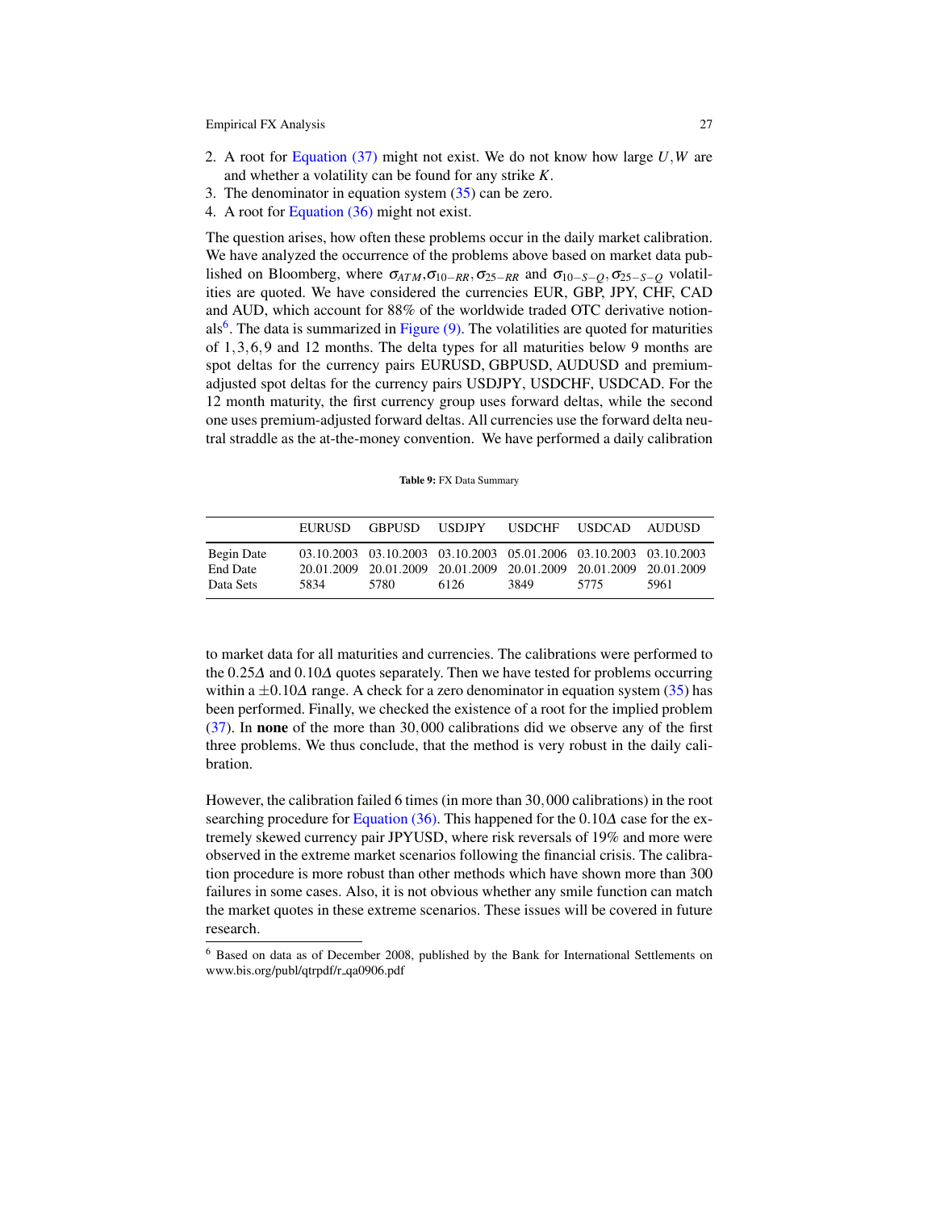2. A root for Equation (37) might not exist. We do not know how large $U, W$ are and whether a volatility can be found for any strike $K$.
3. The denominator in equation system (35) can be zero.
4. A root for Equation (36) might not exist.

The question arises, how often these problems occur in the daily market calibration. We have analyzed the occurrence of the problems above based on market data published on Bloomberg, where $\sigma_{ATM}, \sigma_{10-RR}, \sigma_{25-RR}$ and $\sigma_{10-S-Q}, \sigma_{25-S-Q}$ volatilities are quoted. We have considered the currencies EUR, GBP, JPY, CHF, CAD and AUD, which account for 88% of the worldwide traded OTC derivative notionals[6]. The data is summarized in Figure (9). The volatilities are quoted for maturities of $1, 3, 6, 9$ and 12 months. The delta types for all maturities below 9 months are spot deltas for the currency pairs EURUSD, GBPUSD, AUDUSD and premium-adjusted spot deltas for the currency pairs USDJPY, USDCHF, USDCAD. For the 12 month maturity, the first currency group uses forward deltas, while the second one uses premium-adjusted forward deltas. All currencies use the forward delta neutral straddle as the at-the-money convention. We have performed a daily calibration to market data for all maturities and currencies. The calibrations were performed to the $0.25\Delta$ and $0.10\Delta$ quotes separately. Then we have tested for problems occurring within a $\pm 0.10\Delta$ range. A check for a zero denominator in equation system (35) has been performed. Finally, we checked the existence of a root for the implied problem (37). In **none** of the more than $30,000$ calibrations did we observe any of the first three problems. We thus conclude, that the method is very robust in the daily calibration.

**Table 9:** FX Data Summary

| | EURUSD | GBPUSD | USDJPY | USDCHF | USDCAD | AUDUSD |
|---|---|---|---|---|---|---|
| Begin Date | 03.10.2003 | 03.10.2003 | 03.10.2003 | 05.01.2006 | 03.10.2003 | 03.10.2003 |
| End Date | 20.01.2009 | 20.01.2009 | 20.01.2009 | 20.01.2009 | 20.01.2009 | 20.01.2009 |
| Data Sets | 5834 | 5780 | 6126 | 3849 | 5775 | 5961 |

However, the calibration failed 6 times (in more than $30,000$ calibrations) in the root searching procedure for Equation (36). This happened for the $0.10\Delta$ case for the extremely skewed currency pair JPYUSD, where risk reversals of 19% and more were observed in the extreme market scenarios following the financial crisis. The calibration procedure is more robust than other methods which have shown more than 300 failures in some cases. Also, it is not obvious whether any smile function can match the market quotes in these extreme scenarios. These issues will be covered in future research.

[6] Based on data as of December 2008, published by the Bank for International Settlements on www.bis.org/publ/qtrpdf/r_qa0906.pdf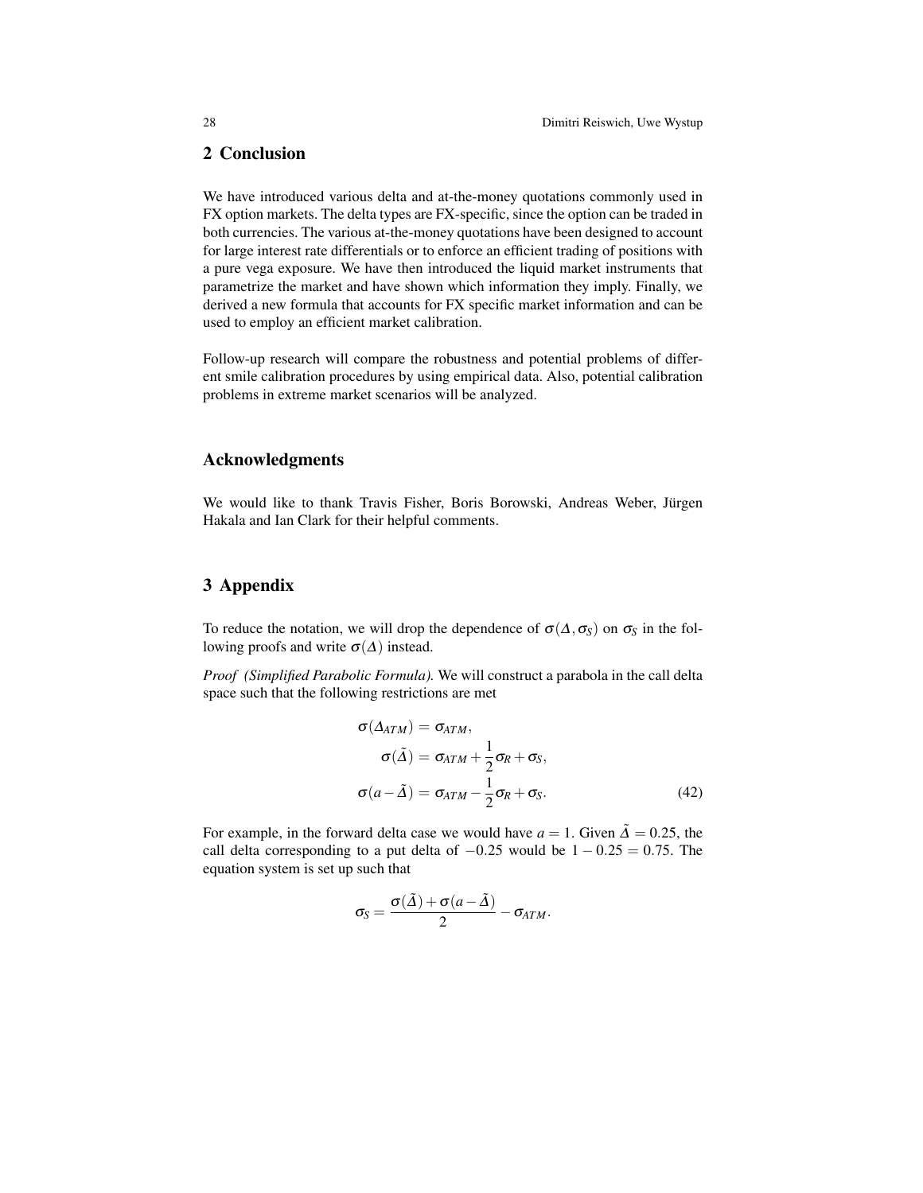## 2 Conclusion

We have introduced various delta and at-the-money quotations commonly used in FX option markets. The delta types are FX-specific, since the option can be traded in both currencies. The various at-the-money quotations have been designed to account for large interest rate differentials or to enforce an efficient trading of positions with a pure vega exposure. We have then introduced the liquid market instruments that parametrize the market and have shown which information they imply. Finally, we derived a new formula that accounts for FX specific market information and can be used to employ an efficient market calibration.

Follow-up research will compare the robustness and potential problems of different smile calibration procedures by using empirical data. Also, potential calibration problems in extreme market scenarios will be analyzed.

## Acknowledgments

We would like to thank Travis Fisher, Boris Borowski, Andreas Weber, Jürgen Hakala and Ian Clark for their helpful comments.

## 3 Appendix

To reduce the notation, we will drop the dependence of $\sigma(\Delta, \sigma_S)$ on $\sigma_S$ in the following proofs and write $\sigma(\Delta)$ instead.

*Proof (Simplified Parabolic Formula).* We will construct a parabola in the call delta space such that the following restrictions are met

$$
\begin{aligned}
\sigma(\Delta_{ATM}) &= \sigma_{ATM}, \\
\sigma(\tilde{\Delta}) &= \sigma_{ATM} + \frac{1}{2}\sigma_R + \sigma_S, \\
\sigma(a - \tilde{\Delta}) &= \sigma_{ATM} - \frac{1}{2}\sigma_R + \sigma_S.
\end{aligned}
\tag{42}
$$

For example, in the forward delta case we would have $a = 1$. Given $\tilde{\Delta} = 0.25$, the call delta corresponding to a put delta of $-0.25$ would be $1 - 0.25 = 0.75$. The equation system is set up such that

$$
\sigma_S = \frac{\sigma(\tilde{\Delta}) + \sigma(a - \tilde{\Delta})}{2} - \sigma_{ATM}.
$$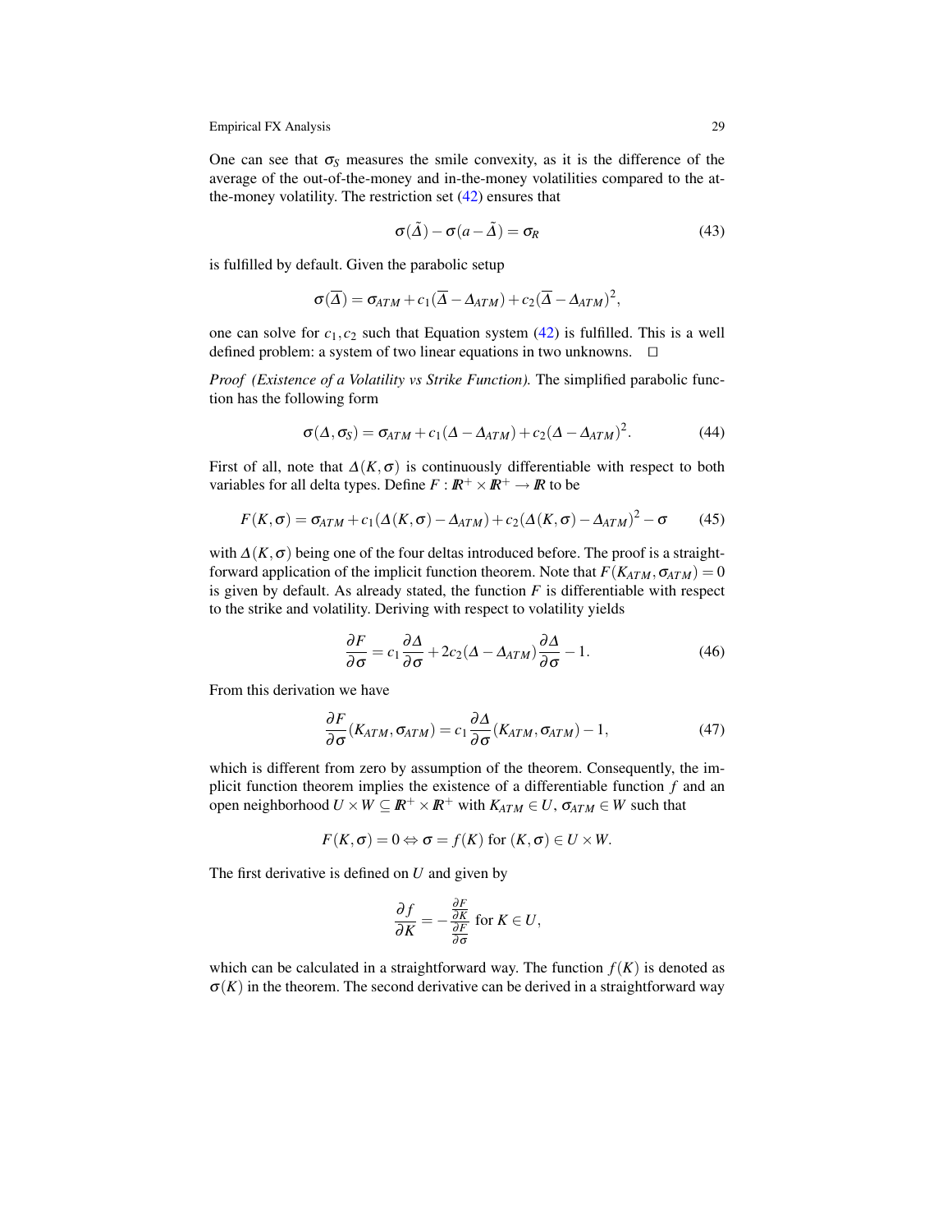One can see that $\sigma_S$ measures the smile convexity, as it is the difference of the average of the out-of-the-money and in-the-money volatilities compared to the at-the-money volatility. The restriction set (42) ensures that

$$\sigma(\tilde{\Delta}) - \sigma(a - \tilde{\Delta}) = \sigma_R \tag{43}$$

is fulfilled by default. Given the parabolic setup

$$\sigma(\overline{\Delta}) = \sigma_{ATM} + c_1(\overline{\Delta} - \Delta_{ATM}) + c_2(\overline{\Delta} - \Delta_{ATM})^2,$$

one can solve for $c_1, c_2$ such that Equation system (42) is fulfilled. This is a well defined problem: a system of two linear equations in two unknowns. $\square$

*Proof (Existence of a Volatility vs Strike Function).* The simplified parabolic function has the following form

$$\sigma(\Delta, \sigma_S) = \sigma_{ATM} + c_1(\Delta - \Delta_{ATM}) + c_2(\Delta - \Delta_{ATM})^2. \tag{44}$$

First of all, note that $\Delta(K, \sigma)$ is continuously differentiable with respect to both variables for all delta types. Define $F : \mathbb{R}^+ \times \mathbb{R}^+ \to \mathbb{R}$ to be

$$F(K, \sigma) = \sigma_{ATM} + c_1(\Delta(K, \sigma) - \Delta_{ATM}) + c_2(\Delta(K, \sigma) - \Delta_{ATM})^2 - \sigma \tag{45}$$

with $\Delta(K, \sigma)$ being one of the four deltas introduced before. The proof is a straightforward application of the implicit function theorem. Note that $F(K_{ATM}, \sigma_{ATM}) = 0$ is given by default. As already stated, the function $F$ is differentiable with respect to the strike and volatility. Deriving with respect to volatility yields

$$\frac{\partial F}{\partial \sigma} = c_1 \frac{\partial \Delta}{\partial \sigma} + 2c_2(\Delta - \Delta_{ATM}) \frac{\partial \Delta}{\partial \sigma} - 1. \tag{46}$$

From this derivation we have

$$\frac{\partial F}{\partial \sigma}(K_{ATM}, \sigma_{ATM}) = c_1 \frac{\partial \Delta}{\partial \sigma}(K_{ATM}, \sigma_{ATM}) - 1, \tag{47}$$

which is different from zero by assumption of the theorem. Consequently, the implicit function theorem implies the existence of a differentiable function $f$ and an open neighborhood $U \times W \subseteq \mathbb{R}^+ \times \mathbb{R}^+$ with $K_{ATM} \in U$, $\sigma_{ATM} \in W$ such that

$$F(K, \sigma) = 0 \Leftrightarrow \sigma = f(K) \text{ for } (K, \sigma) \in U \times W.$$

The first derivative is defined on $U$ and given by

$$\frac{\partial f}{\partial K} = -\frac{\frac{\partial F}{\partial K}}{\frac{\partial F}{\partial \sigma}} \text{ for } K \in U,$$

which can be calculated in a straightforward way. The function $f(K)$ is denoted as $\sigma(K)$ in the theorem. The second derivative can be derived in a straightforward way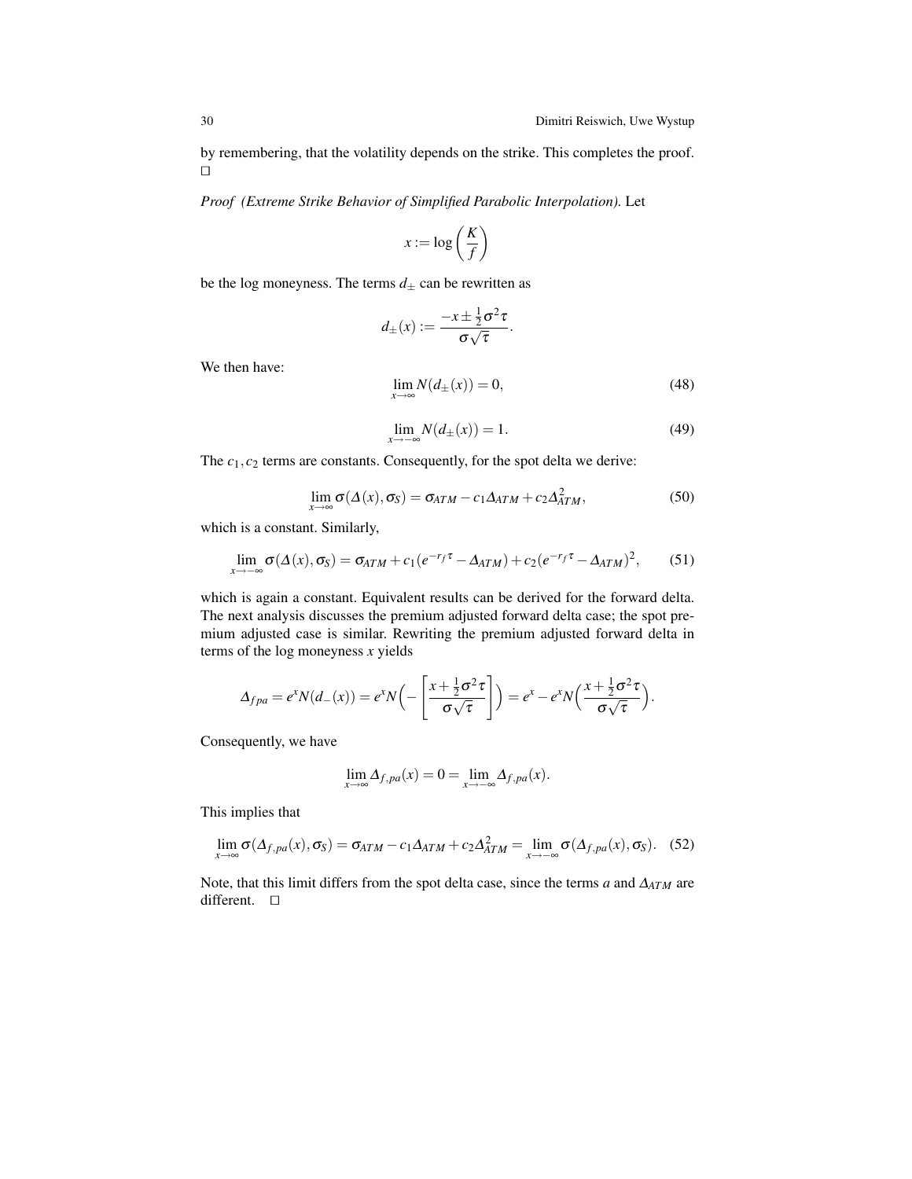by remembering, that the volatility depends on the strike. This completes the proof. □

*Proof (Extreme Strike Behavior of Simplified Parabolic Interpolation).* Let

$$x := \log\left(\frac{K}{f}\right)$$

be the log moneyness. The terms $d_\pm$ can be rewritten as

$$d_\pm(x) := \frac{-x \pm \frac{1}{2}\sigma^2\tau}{\sigma\sqrt{\tau}}.$$

We then have:

$$\lim_{x\to\infty} N(d_\pm(x)) = 0, \tag{48}$$

$$\lim_{x\to-\infty} N(d_\pm(x)) = 1. \tag{49}$$

The $c_1, c_2$ terms are constants. Consequently, for the spot delta we derive:

$$\lim_{x\to\infty} \sigma(\Delta(x), \sigma_S) = \sigma_{ATM} - c_1\Delta_{ATM} + c_2\Delta_{ATM}^2, \tag{50}$$

which is a constant. Similarly,

$$\lim_{x\to-\infty} \sigma(\Delta(x), \sigma_S) = \sigma_{ATM} + c_1(e^{-r_f\tau} - \Delta_{ATM}) + c_2(e^{-r_f\tau} - \Delta_{ATM})^2, \tag{51}$$

which is again a constant. Equivalent results can be derived for the forward delta. The next analysis discusses the premium adjusted forward delta case; the spot premium adjusted case is similar. Rewriting the premium adjusted forward delta in terms of the log moneyness $x$ yields

$$\Delta_{fpa} = e^x N(d_-(x)) = e^x N\Big(-\left[\frac{x + \frac{1}{2}\sigma^2\tau}{\sigma\sqrt{\tau}}\right]\Big) = e^x - e^x N\Big(\frac{x + \frac{1}{2}\sigma^2\tau}{\sigma\sqrt{\tau}}\Big).$$

Consequently, we have

$$\lim_{x\to\infty} \Delta_{f,pa}(x) = 0 = \lim_{x\to-\infty} \Delta_{f,pa}(x).$$

This implies that

$$\lim_{x\to\infty} \sigma(\Delta_{f,pa}(x), \sigma_S) = \sigma_{ATM} - c_1\Delta_{ATM} + c_2\Delta_{ATM}^2 = \lim_{x\to-\infty} \sigma(\Delta_{f,pa}(x), \sigma_S). \tag{52}$$

Note, that this limit differs from the spot delta case, since the terms $a$ and $\Delta_{ATM}$ are different. □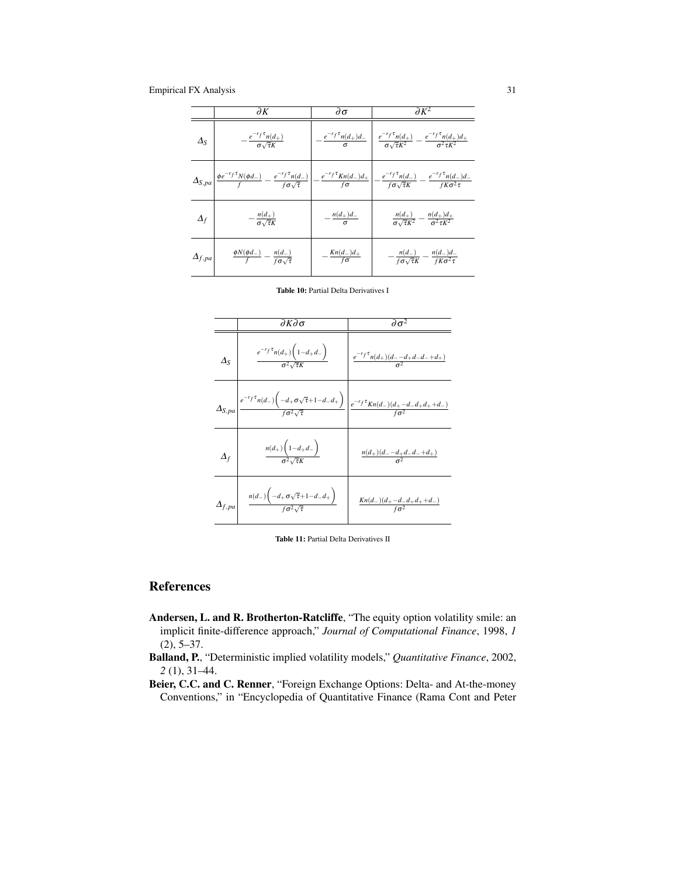| | $\partial K$ | $\partial \sigma$ | $\partial K^2$ |
|---|---|---|---|
| $\Delta_S$ | $-\frac{e^{-r_f\tau}n(d_+)}{\sigma\sqrt{\tau}K}$ | $-\frac{e^{-r_f\tau}n(d_+)d_-}{\sigma}$ | $\frac{e^{-r_f\tau}n(d_+)}{\sigma\sqrt{\tau}K^2} - \frac{e^{-r_f\tau}n(d_+)d_+}{\sigma^2\tau K^2}$ |
| $\Delta_{S,pa}$ | $\frac{\phi e^{-r_f\tau}N(\phi d_-)}{f} - \frac{e^{-r_f\tau}n(d_-)}{f\sigma\sqrt{\tau}}$ | $-\frac{e^{-r_f\tau}Kn(d_-)d_+}{f\sigma}$ | $-\frac{e^{-r_f\tau}n(d_-)}{f\sigma\sqrt{\tau}K} - \frac{e^{-r_f\tau}n(d_-)d_-}{fK\sigma^2\tau}$ |
| $\Delta_f$ | $-\frac{n(d_+)}{\sigma\sqrt{\tau}K}$ | $-\frac{n(d_+)d_-}{\sigma}$ | $\frac{n(d_+)}{\sigma\sqrt{\tau}K^2} - \frac{n(d_+)d_+}{\sigma^2\tau K^2}$ |
| $\Delta_{f,pa}$ | $\frac{\phi N(\phi d_-)}{f} - \frac{n(d_-)}{f\sigma\sqrt{\tau}}$ | $-\frac{Kn(d_-)d_+}{f\sigma}$ | $-\frac{n(d_-)}{f\sigma\sqrt{\tau}K} - \frac{n(d_-)d_-}{fK\sigma^2\tau}$ |

**Table 10:** Partial Delta Derivatives I

| | $\partial K \partial \sigma$ | $\partial \sigma^2$ |
|---|---|---|
| $\Delta_S$ | $\frac{e^{-r_f\tau}n(d_+)\left(1-d_+d_-\right)}{\sigma^2\sqrt{\tau}K}$ | $\frac{e^{-r_f\tau}n(d_+)(d_- - d_+d_-d_- + d_+)}{\sigma^2}$ |
| $\Delta_{S,pa}$ | $\frac{e^{-r_f\tau}n(d_-)\left(-d_+\sigma\sqrt{\tau}+1-d_-d_+\right)}{f\sigma^2\sqrt{\tau}}$ | $\frac{e^{-r_f\tau}Kn(d_-)(d_+ - d_-d_+d_+ + d_-)}{f\sigma^2}$ |
| $\Delta_f$ | $\frac{n(d_+)\left(1-d_+d_-\right)}{\sigma^2\sqrt{\tau}K}$ | $\frac{n(d_+)(d_- - d_+d_-d_- + d_+)}{\sigma^2}$ |
| $\Delta_{f,pa}$ | $\frac{n(d_-)\left(-d_+\sigma\sqrt{\tau}+1-d_-d_+\right)}{f\sigma^2\sqrt{\tau}}$ | $\frac{Kn(d_-)(d_+ - d_-d_+d_+ + d_-)}{f\sigma^2}$ |

**Table 11:** Partial Delta Derivatives II

## References

**Andersen, L. and R. Brotherton-Ratcliffe**, "The equity option volatility smile: an implicit finite-difference approach," *Journal of Computational Finance*, 1998, *1* (2), 5–37.

**Balland, P.**, "Deterministic implied volatility models," *Quantitative Finance*, 2002, *2* (1), 31–44.

**Beier, C.C. and C. Renner**, "Foreign Exchange Options: Delta- and At-the-money Conventions," in "Encyclopedia of Quantitative Finance (Rama Cont and Peter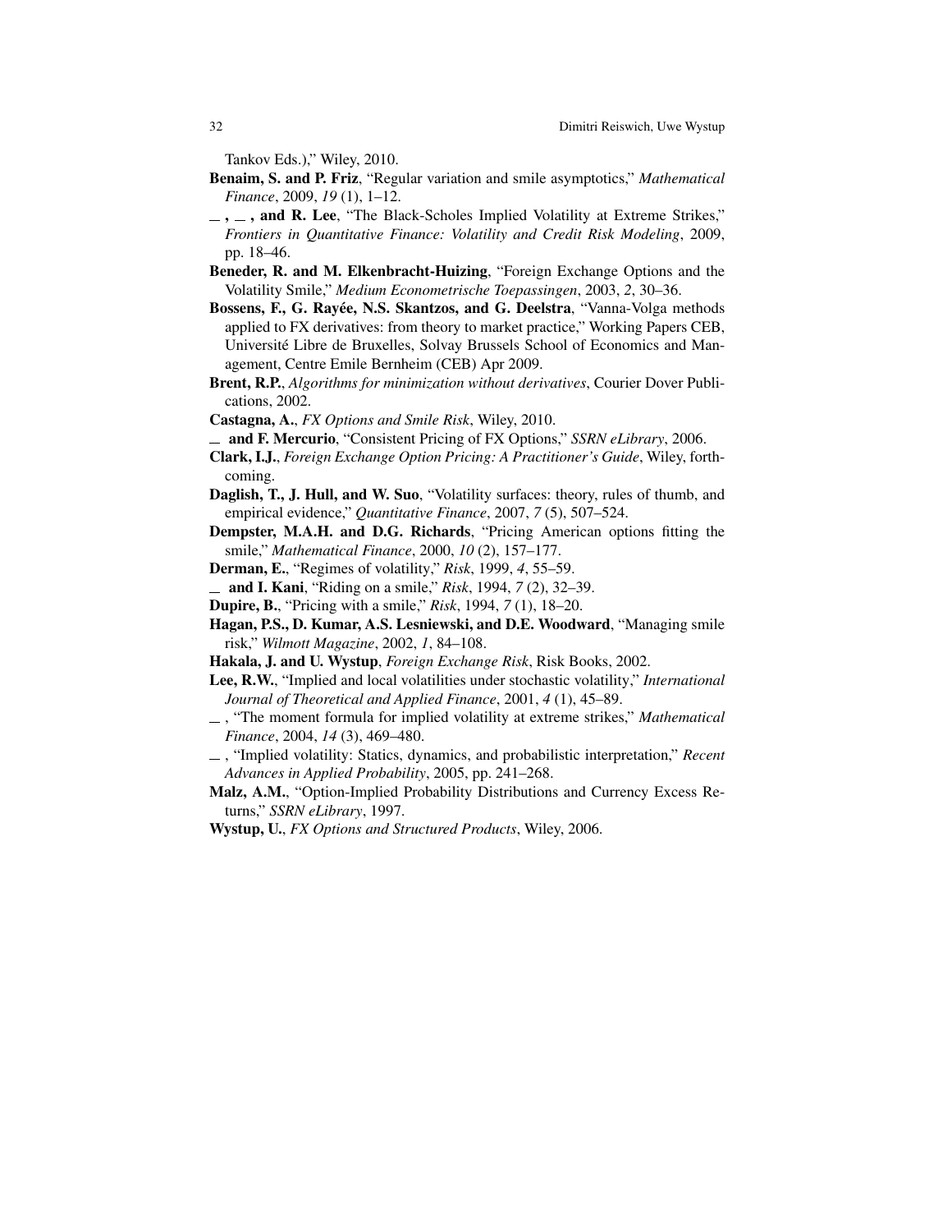Tankov Eds.)," Wiley, 2010.

**Benaim, S. and P. Friz**, "Regular variation and smile asymptotics," *Mathematical Finance*, 2009, *19* (1), 1–12.

**_ , _ , and R. Lee**, "The Black-Scholes Implied Volatility at Extreme Strikes," *Frontiers in Quantitative Finance: Volatility and Credit Risk Modeling*, 2009, pp. 18–46.

**Beneder, R. and M. Elkenbracht-Huizing**, "Foreign Exchange Options and the Volatility Smile," *Medium Econometrische Toepassingen*, 2003, *2*, 30–36.

**Bossens, F., G. Rayée, N.S. Skantzos, and G. Deelstra**, "Vanna-Volga methods applied to FX derivatives: from theory to market practice," Working Papers CEB, Université Libre de Bruxelles, Solvay Brussels School of Economics and Management, Centre Emile Bernheim (CEB) Apr 2009.

**Brent, R.P.**, *Algorithms for minimization without derivatives*, Courier Dover Publications, 2002.

**Castagna, A.**, *FX Options and Smile Risk*, Wiley, 2010.

**_ and F. Mercurio**, "Consistent Pricing of FX Options," *SSRN eLibrary*, 2006.

**Clark, I.J.**, *Foreign Exchange Option Pricing: A Practitioner's Guide*, Wiley, forthcoming.

**Daglish, T., J. Hull, and W. Suo**, "Volatility surfaces: theory, rules of thumb, and empirical evidence," *Quantitative Finance*, 2007, *7* (5), 507–524.

**Dempster, M.A.H. and D.G. Richards**, "Pricing American options fitting the smile," *Mathematical Finance*, 2000, *10* (2), 157–177.

**Derman, E.**, "Regimes of volatility," *Risk*, 1999, *4*, 55–59.

**_ and I. Kani**, "Riding on a smile," *Risk*, 1994, *7* (2), 32–39.

**Dupire, B.**, "Pricing with a smile," *Risk*, 1994, *7* (1), 18–20.

**Hagan, P.S., D. Kumar, A.S. Lesniewski, and D.E. Woodward**, "Managing smile risk," *Wilmott Magazine*, 2002, *1*, 84–108.

**Hakala, J. and U. Wystup**, *Foreign Exchange Risk*, Risk Books, 2002.

**Lee, R.W.**, "Implied and local volatilities under stochastic volatility," *International Journal of Theoretical and Applied Finance*, 2001, *4* (1), 45–89.

_ , "The moment formula for implied volatility at extreme strikes," *Mathematical Finance*, 2004, *14* (3), 469–480.

_ , "Implied volatility: Statics, dynamics, and probabilistic interpretation," *Recent Advances in Applied Probability*, 2005, pp. 241–268.

**Malz, A.M.**, "Option-Implied Probability Distributions and Currency Excess Returns," *SSRN eLibrary*, 1997.

**Wystup, U.**, *FX Options and Structured Products*, Wiley, 2006.